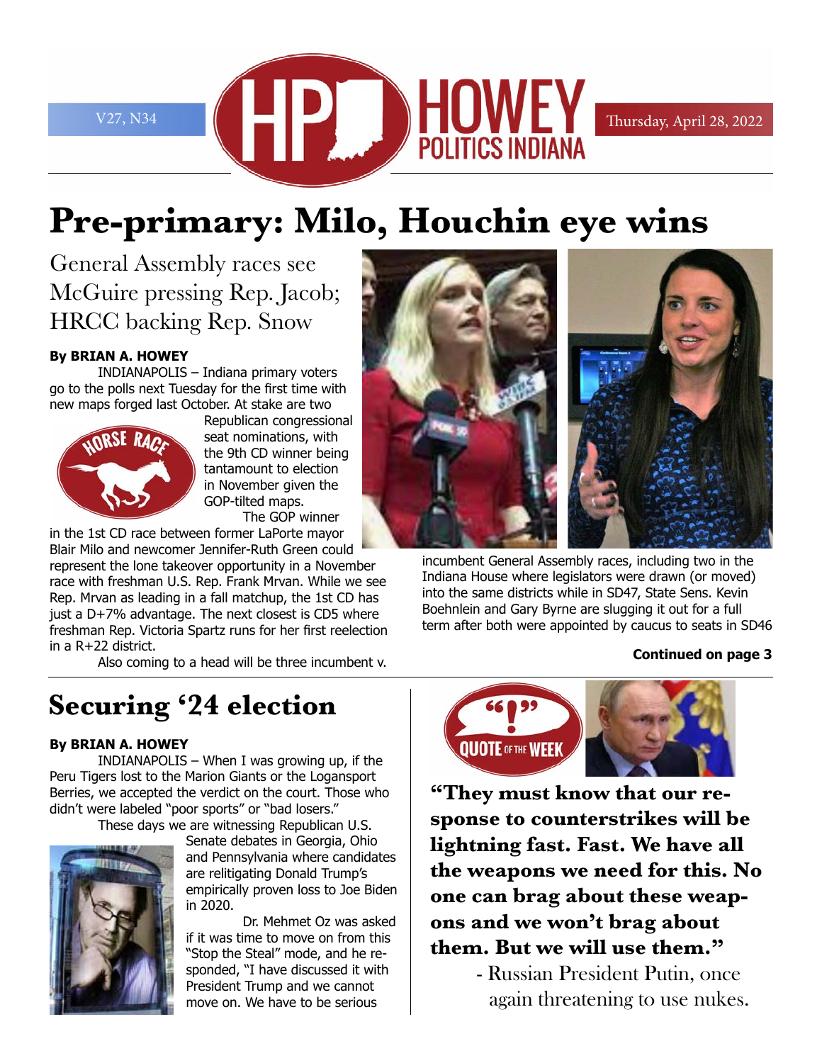# Pre-primary: Milo, Houchin eye wins

## General Assembly races see McGuire pressing Rep. Jacob; HRCC backing Rep. Snow

**By BRIAN A. HOWEY**

INDIANAPOLIS – Indiana primary voters go to the polls next Tuesday for the first time with new maps forged last October. At stake are two Republican congressional seat nominations, with the 9th CD winner being tantamount to election in November given the GOP-tilted maps.

The GOP winner in the 1st CD race between former LaPorte mayor Blair Milo and newcomer Jennifer-Ruth Green could represent the lone takeover opportunity in a November race with freshman U.S. Rep. Frank Mrvan. While we see Rep. Mrvan as leading in a fall matchup, the 1st CD has just a D+7% advantage. The next closest is CD5 where freshman Rep. Victoria Spartz runs for her first reelection in a R+22 district.

Also coming to a head will be three incumbent v. incumbent General Assembly races, including two in the Indiana House where legislators were drawn (or moved) into the same districts while in SD47, State Sens. Kevin Boehnlein and Gary Byrne are slugging it out for a full term after both were appointed by caucus to seats in SD46

**Continued on page 3**

# Securing '24 election

**By BRIAN A. HOWEY**

INDIANAPOLIS – When I was growing up, if the Peru Tigers lost to the Marion Giants or the Logansport Berries, we accepted the verdict on the court. Those who didn't were labeled "poor sports" or "bad losers."

These days we are witnessing Republican U.S. Senate debates in Georgia, Ohio and Pennsylvania where candidates are relitigating Donald Trump's empirically proven loss to Joe Biden in 2020.

Dr. Mehmet Oz was asked if it was time to move on from this "Stop the Steal" mode, and he responded, "I have discussed it with President Trump and we cannot move on. We have to be serious

**"They must know that our response to counterstrikes will be lightning fast. Fast. We have all the weapons we need for this. No one can brag about these weapons and we won't brag about them. But we will use them."**

- Russian President Putin, once again threatening to use nukes.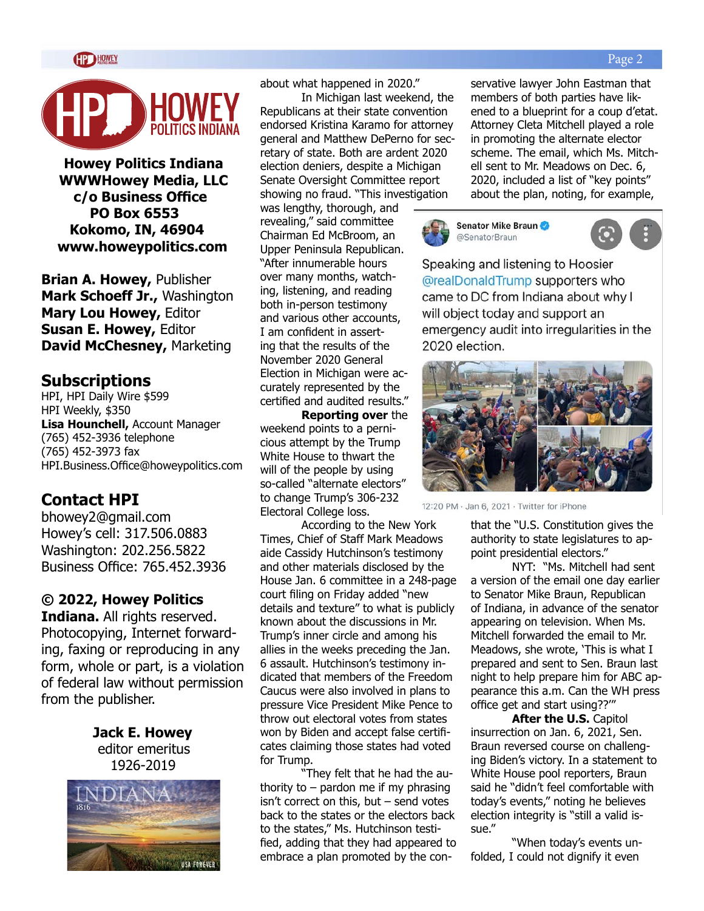**Howey Politics Indiana**
**WWWHowey Media, LLC**
**c/o Business Office**
**PO Box 6553**
**Kokomo, IN, 46904**
**www.howeypolitics.com**

**Brian A. Howey,** Publisher
**Mark Schoeff Jr.,** Washington
**Mary Lou Howey,** Editor
**Susan E. Howey,** Editor
**David McChesney,** Marketing

## Subscriptions

HPI, HPI Daily Wire $599
HPI Weekly, $350
**Lisa Hounchell,** Account Manager
(765) 452-3936 telephone
(765) 452-3973 fax
HPI.Business.Office@howeypolitics.com

## Contact HPI

bhowey2@gmail.com
Howey's cell: 317.506.0883
Washington: 202.256.5822
Business Office: 765.452.3936

**© 2022, Howey Politics Indiana.** All rights reserved. Photocopying, Internet forwarding, faxing or reproducing in any form, whole or part, is a violation of federal law without permission from the publisher.

**Jack E. Howey**
editor emeritus
1926-2019

about what happened in 2020."

In Michigan last weekend, the Republicans at their state convention endorsed Kristina Karamo for attorney general and Matthew DePerno for secretary of state. Both are ardent 2020 election deniers, despite a Michigan Senate Oversight Committee report showing no fraud. "This investigation was lengthy, thorough, and revealing," said committee Chairman Ed McBroom, an Upper Peninsula Republican. "After innumerable hours over many months, watching, listening, and reading both in-person testimony and various other accounts, I am confident in asserting that the results of the November 2020 General Election in Michigan were accurately represented by the certified and audited results."

**Reporting over** the weekend points to a pernicious attempt by the Trump White House to thwart the will of the people by using so-called "alternate electors" to change Trump's 306-232 Electoral College loss.

According to the New York Times, Chief of Staff Mark Meadows aide Cassidy Hutchinson's testimony and other materials disclosed by the House Jan. 6 committee in a 248-page court filing on Friday added "new details and texture" to what is publicly known about the discussions in Mr. Trump's inner circle and among his allies in the weeks preceding the Jan. 6 assault. Hutchinson's testimony indicated that members of the Freedom Caucus were also involved in plans to pressure Vice President Mike Pence to throw out electoral votes from states won by Biden and accept false certificates claiming those states had voted for Trump.

"They felt that he had the authority to – pardon me if my phrasing isn't correct on this, but – send votes back to the states or the electors back to the states," Ms. Hutchinson testified, adding that they had appeared to embrace a plan promoted by the conservative lawyer John Eastman that members of both parties have likened to a blueprint for a coup d'etat. Attorney Cleta Mitchell played a role in promoting the alternate elector scheme. The email, which Ms. Mitchell sent to Mr. Meadows on Dec. 6, 2020, included a list of "key points" about the plan, noting, for example,

Senator Mike Braun @SenatorBraun

Speaking and listening to Hoosier @realDonaldTrump supporters who came to DC from Indiana about why I will object today and support an emergency audit into irregularities in the 2020 election.

12:20 PM · Jan 6, 2021 · Twitter for iPhone

that the "U.S. Constitution gives the authority to state legislatures to appoint presidential electors."

NYT: "Ms. Mitchell had sent a version of the email one day earlier to Senator Mike Braun, Republican of Indiana, in advance of the senator appearing on television. When Ms. Mitchell forwarded the email to Mr. Meadows, she wrote, 'This is what I prepared and sent to Sen. Braun last night to help prepare him for ABC appearance this a.m. Can the WH press office get and start using??'"

**After the U.S.** Capitol insurrection on Jan. 6, 2021, Sen. Braun reversed course on challenging Biden's victory. In a statement to White House pool reporters, Braun said he "didn't feel comfortable with today's events," noting he believes election integrity is "still a valid issue."

"When today's events unfolded, I could not dignify it even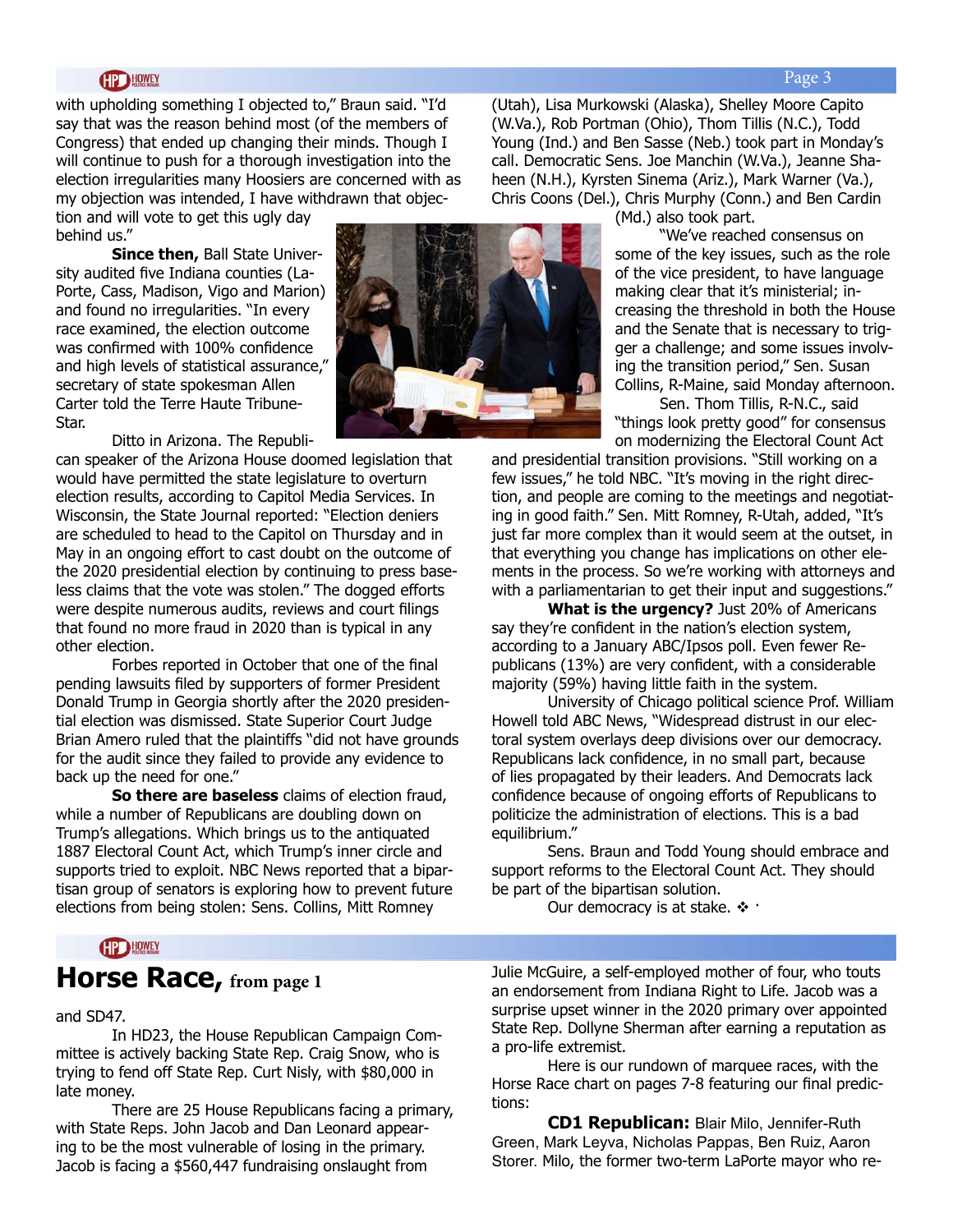with upholding something I objected to," Braun said. "I'd say that was the reason behind most (of the members of Congress) that ended up changing their minds. Though I will continue to push for a thorough investigation into the election irregularities many Hoosiers are concerned with as my objection was intended, I have withdrawn that objection and will vote to get this ugly day behind us."

**Since then,** Ball State University audited five Indiana counties (LaPorte, Cass, Madison, Vigo and Marion) and found no irregularities. "In every race examined, the election outcome was confirmed with 100% confidence and high levels of statistical assurance," secretary of state spokesman Allen Carter told the Terre Haute Tribune-Star.

Ditto in Arizona. The Republican speaker of the Arizona House doomed legislation that would have permitted the state legislature to overturn election results, according to Capitol Media Services. In Wisconsin, the State Journal reported: "Election deniers are scheduled to head to the Capitol on Thursday and in May in an ongoing effort to cast doubt on the outcome of the 2020 presidential election by continuing to press baseless claims that the vote was stolen." The dogged efforts were despite numerous audits, reviews and court filings that found no more fraud in 2020 than is typical in any other election.

Forbes reported in October that one of the final pending lawsuits filed by supporters of former President Donald Trump in Georgia shortly after the 2020 presidential election was dismissed. State Superior Court Judge Brian Amero ruled that the plaintiffs "did not have grounds for the audit since they failed to provide any evidence to back up the need for one."

**So there are baseless** claims of election fraud, while a number of Republicans are doubling down on Trump's allegations. Which brings us to the antiquated 1887 Electoral Count Act, which Trump's inner circle and supports tried to exploit. NBC News reported that a bipartisan group of senators is exploring how to prevent future elections from being stolen: Sens. Collins, Mitt Romney (Utah), Lisa Murkowski (Alaska), Shelley Moore Capito (W.Va.), Rob Portman (Ohio), Thom Tillis (N.C.), Todd Young (Ind.) and Ben Sasse (Neb.) took part in Monday's call. Democratic Sens. Joe Manchin (W.Va.), Jeanne Shaheen (N.H.), Kyrsten Sinema (Ariz.), Mark Warner (Va.), Chris Coons (Del.), Chris Murphy (Conn.) and Ben Cardin (Md.) also took part.

"We've reached consensus on some of the key issues, such as the role of the vice president, to have language making clear that it's ministerial; increasing the threshold in both the House and the Senate that is necessary to trigger a challenge; and some issues involving the transition period," Sen. Susan Collins, R-Maine, said Monday afternoon.

Sen. Thom Tillis, R-N.C., said "things look pretty good" for consensus on modernizing the Electoral Count Act and presidential transition provisions. "Still working on a few issues," he told NBC. "It's moving in the right direction, and people are coming to the meetings and negotiating in good faith." Sen. Mitt Romney, R-Utah, added, "It's just far more complex than it would seem at the outset, in that everything you change has implications on other elements in the process. So we're working with attorneys and with a parliamentarian to get their input and suggestions."

**What is the urgency?** Just 20% of Americans say they're confident in the nation's election system, according to a January ABC/Ipsos poll. Even fewer Republicans (13%) are very confident, with a considerable majority (59%) having little faith in the system.

University of Chicago political science Prof. William Howell told ABC News, "Widespread distrust in our electoral system overlays deep divisions over our democracy. Republicans lack confidence, in no small part, because of lies propagated by their leaders. And Democrats lack confidence because of ongoing efforts of Republicans to politicize the administration of elections. This is a bad equilibrium."

Sens. Braun and Todd Young should embrace and support reforms to the Electoral Count Act. They should be part of the bipartisan solution.

Our democracy is at stake. ❖

## Horse Race, from page 1

and SD47.

In HD23, the House Republican Campaign Committee is actively backing State Rep. Craig Snow, who is trying to fend off State Rep. Curt Nisly, with $80,000 in late money.

There are 25 House Republicans facing a primary, with State Reps. John Jacob and Dan Leonard appearing to be the most vulnerable of losing in the primary. Jacob is facing a $560,447 fundraising onslaught from Julie McGuire, a self-employed mother of four, who touts an endorsement from Indiana Right to Life. Jacob was a surprise upset winner in the 2020 primary over appointed State Rep. Dollyne Sherman after earning a reputation as a pro-life extremist.

Here is our rundown of marquee races, with the Horse Race chart on pages 7-8 featuring our final predictions:

**CD1 Republican:** Blair Milo, Jennifer-Ruth Green, Mark Leyva, Nicholas Pappas, Ben Ruiz, Aaron Storer. Milo, the former two-term LaPorte mayor who re-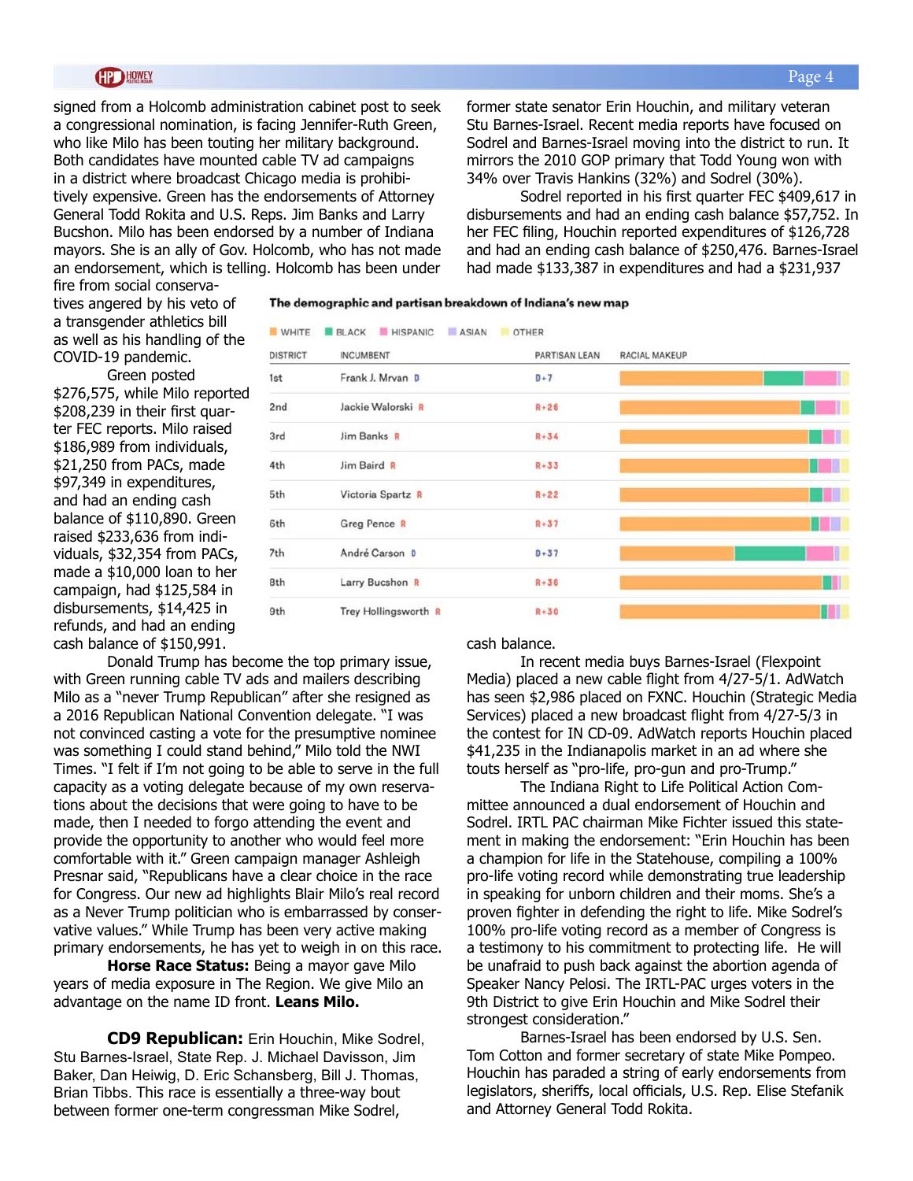signed from a Holcomb administration cabinet post to seek a congressional nomination, is facing Jennifer-Ruth Green, who like Milo has been touting her military background. Both candidates have mounted cable TV ad campaigns in a district where broadcast Chicago media is prohibitively expensive. Green has the endorsements of Attorney General Todd Rokita and U.S. Reps. Jim Banks and Larry Bucshon. Milo has been endorsed by a number of Indiana mayors. She is an ally of Gov. Holcomb, who has not made an endorsement, which is telling. Holcomb has been under fire from social conservatives angered by his veto of a transgender athletics bill as well as his handling of the COVID-19 pandemic.

Green posted $276,575, while Milo reported $208,239 in their first quarter FEC reports. Milo raised $186,989 from individuals, $21,250 from PACs, made $97,349 in expenditures, and had an ending cash balance of $110,890. Green raised $233,636 from individuals, $32,354 from PACs, made a $10,000 loan to her campaign, had $125,584 in disbursements, $14,425 in refunds, and had an ending cash balance of $150,991.

Donald Trump has become the top primary issue, with Green running cable TV ads and mailers describing Milo as a "never Trump Republican" after she resigned as a 2016 Republican National Convention delegate. "I was not convinced casting a vote for the presumptive nominee was something I could stand behind," Milo told the NWI Times. "I felt if I'm not going to be able to serve in the full capacity as a voting delegate because of my own reservations about the decisions that were going to have to be made, then I needed to forgo attending the event and provide the opportunity to another who would feel more comfortable with it." Green campaign manager Ashleigh Presnar said, "Republicans have a clear choice in the race for Congress. Our new ad highlights Blair Milo's real record as a Never Trump politician who is embarrassed by conservative values." While Trump has been very active making primary endorsements, he has yet to weigh in on this race.

**Horse Race Status:** Being a mayor gave Milo years of media exposure in The Region. We give Milo an advantage on the name ID front. **Leans Milo.**

**The demographic and partisan breakdown of Indiana's new map**

WHITE | BLACK | HISPANIC | ASIAN | OTHER

| DISTRICT | INCUMBENT | PARTISAN LEAN |
|---|---|---|
| 1st | Frank J. Mrvan D | D+7 |
| 2nd | Jackie Walorski R | R+26 |
| 3rd | Jim Banks R | R+34 |
| 4th | Jim Baird R | R+33 |
| 5th | Victoria Spartz R | R+22 |
| 6th | Greg Pence R | R+37 |
| 7th | André Carson D | D+37 |
| 8th | Larry Bucshon R | R+36 |
| 9th | Trey Hollingsworth R | R+30 |

**CD9 Republican:** Erin Houchin, Mike Sodrel, Stu Barnes-Israel, State Rep. J. Michael Davisson, Jim Baker, Dan Heiwig, D. Eric Schansberg, Bill J. Thomas, Brian Tibbs. This race is essentially a three-way bout between former one-term congressman Mike Sodrel, former state senator Erin Houchin, and military veteran Stu Barnes-Israel. Recent media reports have focused on Sodrel and Barnes-Israel moving into the district to run. It mirrors the 2010 GOP primary that Todd Young won with 34% over Travis Hankins (32%) and Sodrel (30%).

Sodrel reported in his first quarter FEC $409,617 in disbursements and had an ending cash balance $57,752. In her FEC filing, Houchin reported expenditures of $126,728 and had an ending cash balance of $250,476. Barnes-Israel had made $133,387 in expenditures and had a $231,937 cash balance.

In recent media buys Barnes-Israel (Flexpoint Media) placed a new cable flight from 4/27-5/1. AdWatch has seen $2,986 placed on FXNC. Houchin (Strategic Media Services) placed a new broadcast flight from 4/27-5/3 in the contest for IN CD-09. AdWatch reports Houchin placed $41,235 in the Indianapolis market in an ad where she touts herself as "pro-life, pro-gun and pro-Trump."

The Indiana Right to Life Political Action Committee announced a dual endorsement of Houchin and Sodrel. IRTL PAC chairman Mike Fichter issued this statement in making the endorsement: "Erin Houchin has been a champion for life in the Statehouse, compiling a 100% pro-life voting record while demonstrating true leadership in speaking for unborn children and their moms. She's a proven fighter in defending the right to life. Mike Sodrel's 100% pro-life voting record as a member of Congress is a testimony to his commitment to protecting life. He will be unafraid to push back against the abortion agenda of Speaker Nancy Pelosi. The IRTL-PAC urges voters in the 9th District to give Erin Houchin and Mike Sodrel their strongest consideration."

Barnes-Israel has been endorsed by U.S. Sen. Tom Cotton and former secretary of state Mike Pompeo. Houchin has paraded a string of early endorsements from legislators, sheriffs, local officials, U.S. Rep. Elise Stefanik and Attorney General Todd Rokita.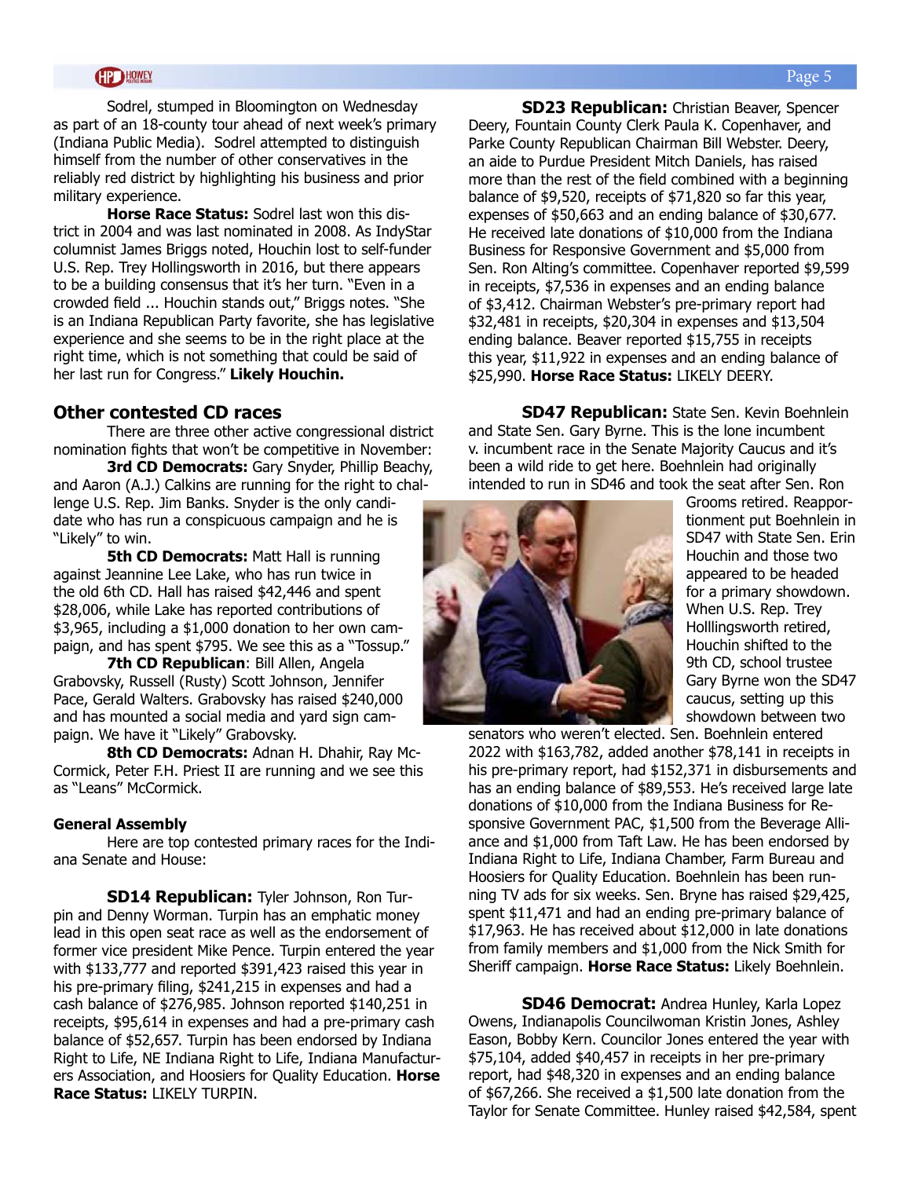Sodrel, stumped in Bloomington on Wednesday as part of an 18-county tour ahead of next week's primary (Indiana Public Media). Sodrel attempted to distinguish himself from the number of other conservatives in the reliably red district by highlighting his business and prior military experience.

**Horse Race Status:** Sodrel last won this district in 2004 and was last nominated in 2008. As IndyStar columnist James Briggs noted, Houchin lost to self-funder U.S. Rep. Trey Hollingsworth in 2016, but there appears to be a building consensus that it's her turn. "Even in a crowded field ... Houchin stands out," Briggs notes. "She is an Indiana Republican Party favorite, she has legislative experience and she seems to be in the right place at the right time, which is not something that could be said of her last run for Congress." **Likely Houchin.**

## Other contested CD races

There are three other active congressional district nomination fights that won't be competitive in November:

**3rd CD Democrats:** Gary Snyder, Phillip Beachy, and Aaron (A.J.) Calkins are running for the right to challenge U.S. Rep. Jim Banks. Snyder is the only candidate who has run a conspicuous campaign and he is "Likely" to win.

**5th CD Democrats:** Matt Hall is running against Jeannine Lee Lake, who has run twice in the old 6th CD. Hall has raised $42,446 and spent $28,006, while Lake has reported contributions of $3,965, including a $1,000 donation to her own campaign, and has spent $795. We see this as a "Tossup."

**7th CD Republican**: Bill Allen, Angela Grabovsky, Russell (Rusty) Scott Johnson, Jennifer Pace, Gerald Walters. Grabovsky has raised $240,000 and has mounted a social media and yard sign campaign. We have it "Likely" Grabovsky.

**8th CD Democrats:** Adnan H. Dhahir, Ray McCormick, Peter F.H. Priest II are running and we see this as "Leans" McCormick.

### General Assembly

Here are top contested primary races for the Indiana Senate and House:

**SD14 Republican:** Tyler Johnson, Ron Turpin and Denny Worman. Turpin has an emphatic money lead in this open seat race as well as the endorsement of former vice president Mike Pence. Turpin entered the year with $133,777 and reported $391,423 raised this year in his pre-primary filing, $241,215 in expenses and had a cash balance of $276,985. Johnson reported $140,251 in receipts, $95,614 in expenses and had a pre-primary cash balance of $52,657. Turpin has been endorsed by Indiana Right to Life, NE Indiana Right to Life, Indiana Manufacturers Association, and Hoosiers for Quality Education. **Horse Race Status:** LIKELY TURPIN.

**SD23 Republican:** Christian Beaver, Spencer Deery, Fountain County Clerk Paula K. Copenhaver, and Parke County Republican Chairman Bill Webster. Deery, an aide to Purdue President Mitch Daniels, has raised more than the rest of the field combined with a beginning balance of $9,520, receipts of $71,820 so far this year, expenses of $50,663 and an ending balance of $30,677. He received late donations of $10,000 from the Indiana Business for Responsive Government and $5,000 from Sen. Ron Alting's committee. Copenhaver reported $9,599 in receipts, $7,536 in expenses and an ending balance of $3,412. Chairman Webster's pre-primary report had $32,481 in receipts, $20,304 in expenses and $13,504 ending balance. Beaver reported $15,755 in receipts this year, $11,922 in expenses and an ending balance of $25,990. **Horse Race Status:** LIKELY DEERY.

**SD47 Republican:** State Sen. Kevin Boehnlein and State Sen. Gary Byrne. This is the lone incumbent v. incumbent race in the Senate Majority Caucus and it's been a wild ride to get here. Boehnlein had originally intended to run in SD46 and took the seat after Sen. Ron Grooms retired. Reapportionment put Boehnlein in SD47 with State Sen. Erin Houchin and those two appeared to be headed for a primary showdown. When U.S. Rep. Trey Holllingsworth retired, Houchin shifted to the 9th CD, school trustee Gary Byrne won the SD47 caucus, setting up this showdown between two senators who weren't elected. Sen. Boehnlein entered 2022 with $163,782, added another $78,141 in receipts in his pre-primary report, had $152,371 in disbursements and has an ending balance of $89,553. He's received large late donations of $10,000 from the Indiana Business for Responsive Government PAC, $1,500 from the Beverage Alliance and $1,000 from Taft Law. He has been endorsed by Indiana Right to Life, Indiana Chamber, Farm Bureau and Hoosiers for Quality Education. Boehnlein has been running TV ads for six weeks. Sen. Bryne has raised $29,425, spent $11,471 and had an ending pre-primary balance of $17,963. He has received about $12,000 in late donations from family members and $1,000 from the Nick Smith for Sheriff campaign. **Horse Race Status:** Likely Boehnlein.

**SD46 Democrat:** Andrea Hunley, Karla Lopez Owens, Indianapolis Councilwoman Kristin Jones, Ashley Eason, Bobby Kern. Councilor Jones entered the year with $75,104, added $40,457 in receipts in her pre-primary report, had $48,320 in expenses and an ending balance of $67,266. She received a $1,500 late donation from the Taylor for Senate Committee. Hunley raised $42,584, spent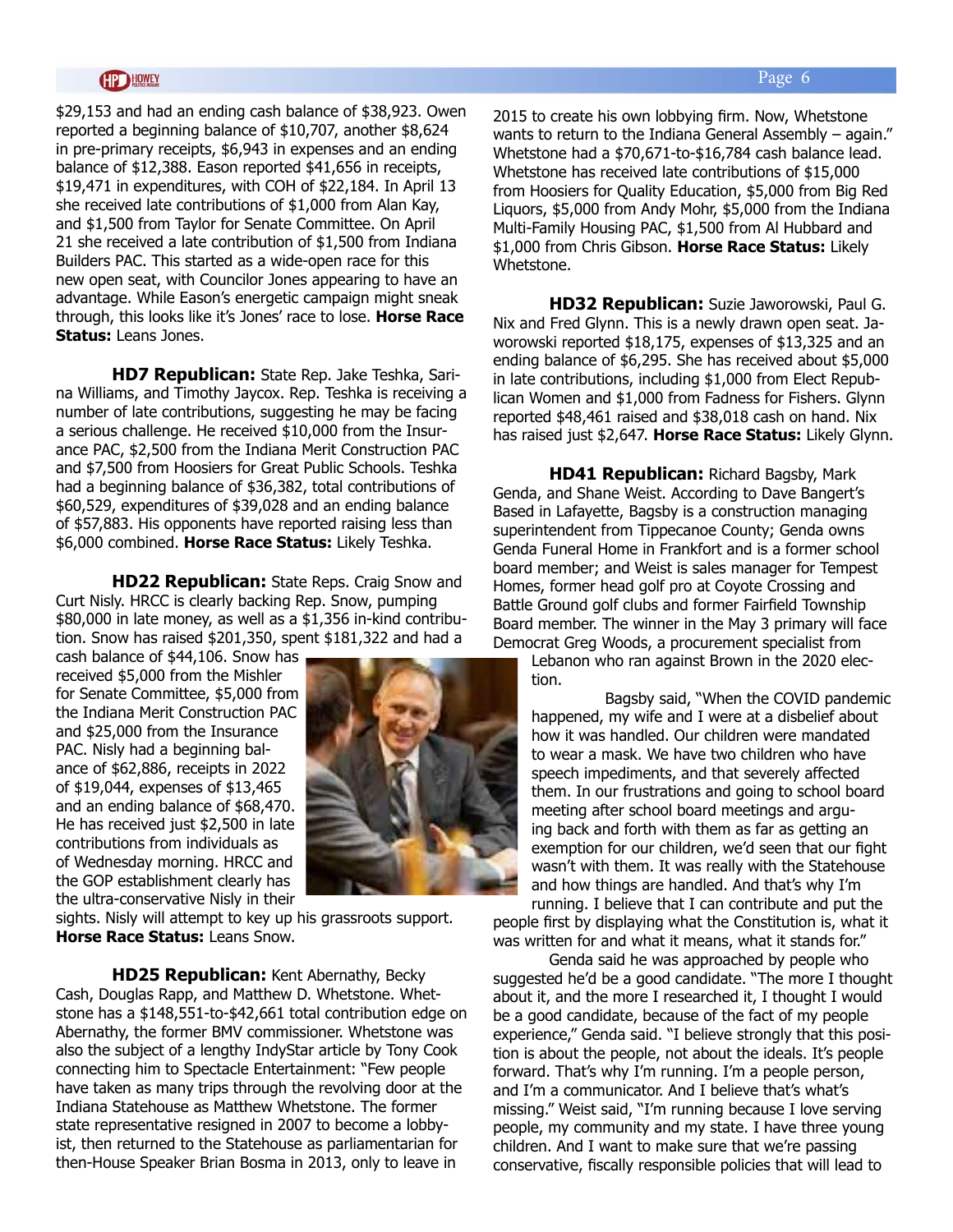$29,153 and had an ending cash balance of $38,923. Owen reported a beginning balance of $10,707, another $8,624 in pre-primary receipts, $6,943 in expenses and an ending balance of $12,388. Eason reported $41,656 in receipts, $19,471 in expenditures, with COH of $22,184. In April 13 she received late contributions of $1,000 from Alan Kay, and $1,500 from Taylor for Senate Committee. On April 21 she received a late contribution of $1,500 from Indiana Builders PAC. This started as a wide-open race for this new open seat, with Councilor Jones appearing to have an advantage. While Eason's energetic campaign might sneak through, this looks like it's Jones' race to lose. **Horse Race Status:** Leans Jones.

**HD7 Republican:** State Rep. Jake Teshka, Sarina Williams, and Timothy Jaycox. Rep. Teshka is receiving a number of late contributions, suggesting he may be facing a serious challenge. He received $10,000 from the Insurance PAC, $2,500 from the Indiana Merit Construction PAC and $7,500 from Hoosiers for Great Public Schools. Teshka had a beginning balance of $36,382, total contributions of $60,529, expenditures of $39,028 and an ending balance of $57,883. His opponents have reported raising less than $6,000 combined. **Horse Race Status:** Likely Teshka.

**HD22 Republican:** State Reps. Craig Snow and Curt Nisly. HRCC is clearly backing Rep. Snow, pumping $80,000 in late money, as well as a $1,356 in-kind contribution. Snow has raised $201,350, spent $181,322 and had a cash balance of $44,106. Snow has received $5,000 from the Mishler for Senate Committee, $5,000 from the Indiana Merit Construction PAC and $25,000 from the Insurance PAC. Nisly had a beginning balance of $62,886, receipts in 2022 of $19,044, expenses of $13,465 and an ending balance of $68,470. He has received just $2,500 in late contributions from individuals as of Wednesday morning. HRCC and the GOP establishment clearly has the ultra-conservative Nisly in their sights. Nisly will attempt to key up his grassroots support. **Horse Race Status:** Leans Snow.

**HD25 Republican:** Kent Abernathy, Becky Cash, Douglas Rapp, and Matthew D. Whetstone. Whetstone has a $148,551-to-$42,661 total contribution edge on Abernathy, the former BMV commissioner. Whetstone was also the subject of a lengthy IndyStar article by Tony Cook connecting him to Spectacle Entertainment: "Few people have taken as many trips through the revolving door at the Indiana Statehouse as Matthew Whetstone. The former state representative resigned in 2007 to become a lobbyist, then returned to the Statehouse as parliamentarian for then-House Speaker Brian Bosma in 2013, only to leave in 2015 to create his own lobbying firm. Now, Whetstone wants to return to the Indiana General Assembly – again." Whetstone had a $70,671-to-$16,784 cash balance lead. Whetstone has received late contributions of $15,000 from Hoosiers for Quality Education, $5,000 from Big Red Liquors, $5,000 from Andy Mohr, $5,000 from the Indiana Multi-Family Housing PAC, $1,500 from Al Hubbard and $1,000 from Chris Gibson. **Horse Race Status:** Likely Whetstone.

**HD32 Republican:** Suzie Jaworowski, Paul G. Nix and Fred Glynn. This is a newly drawn open seat. Jaworowski reported $18,175, expenses of $13,325 and an ending balance of $6,295. She has received about $5,000 in late contributions, including $1,000 from Elect Republican Women and $1,000 from Fadness for Fishers. Glynn reported $48,461 raised and $38,018 cash on hand. Nix has raised just $2,647. **Horse Race Status:** Likely Glynn.

**HD41 Republican:** Richard Bagsby, Mark Genda, and Shane Weist. According to Dave Bangert's Based in Lafayette, Bagsby is a construction managing superintendent from Tippecanoe County; Genda owns Genda Funeral Home in Frankfort and is a former school board member; and Weist is sales manager for Tempest Homes, former head golf pro at Coyote Crossing and Battle Ground golf clubs and former Fairfield Township Board member. The winner in the May 3 primary will face Democrat Greg Woods, a procurement specialist from Lebanon who ran against Brown in the 2020 election.

Bagsby said, "When the COVID pandemic happened, my wife and I were at a disbelief about how it was handled. Our children were mandated to wear a mask. We have two children who have speech impediments, and that severely affected them. In our frustrations and going to school board meeting after school board meetings and arguing back and forth with them as far as getting an exemption for our children, we'd seen that our fight wasn't with them. It was really with the Statehouse and how things are handled. And that's why I'm running. I believe that I can contribute and put the people first by displaying what the Constitution is, what it was written for and what it means, what it stands for."

Genda said he was approached by people who suggested he'd be a good candidate. "The more I thought about it, and the more I researched it, I thought I would be a good candidate, because of the fact of my people experience," Genda said. "I believe strongly that this position is about the people, not about the ideals. It's people forward. That's why I'm running. I'm a people person, and I'm a communicator. And I believe that's what's missing." Weist said, "I'm running because I love serving people, my community and my state. I have three young children. And I want to make sure that we're passing conservative, fiscally responsible policies that will lead to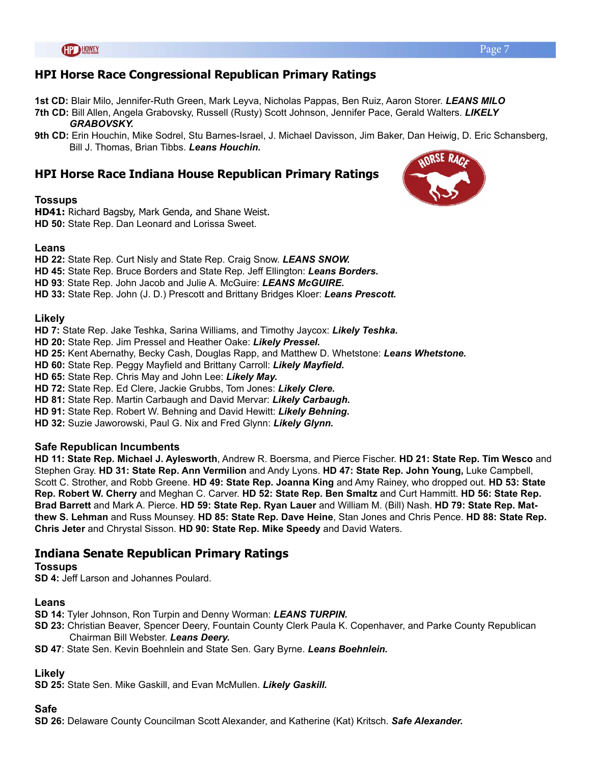## HPI Horse Race Congressional Republican Primary Ratings

**1st CD:** Blair Milo, Jennifer-Ruth Green, Mark Leyva, Nicholas Pappas, Ben Ruiz, Aaron Storer. ***LEANS MILO***

**7th CD:** Bill Allen, Angela Grabovsky, Russell (Rusty) Scott Johnson, Jennifer Pace, Gerald Walters. ***LIKELY GRABOVSKY.***

**9th CD:** Erin Houchin, Mike Sodrel, Stu Barnes-Israel, J. Michael Davisson, Jim Baker, Dan Heiwig, D. Eric Schansberg, Bill J. Thomas, Brian Tibbs. ***Leans Houchin.***

## HPI Horse Race Indiana House Republican Primary Ratings

### Tossups

**HD41:** Richard Bagsby, Mark Genda, and Shane Weist.

**HD 50:** State Rep. Dan Leonard and Lorissa Sweet.

### Leans

**HD 22:** State Rep. Curt Nisly and State Rep. Craig Snow. ***LEANS SNOW.***

**HD 45:** State Rep. Bruce Borders and State Rep. Jeff Ellington: ***Leans Borders.***

**HD 93**: State Rep. John Jacob and Julie A. McGuire: ***LEANS McGUIRE.***

**HD 33:** State Rep. John (J. D.) Prescott and Brittany Bridges Kloer: ***Leans Prescott.***

### Likely

**HD 7:** State Rep. Jake Teshka, Sarina Williams, and Timothy Jaycox: ***Likely Teshka.***

**HD 20:** State Rep. Jim Pressel and Heather Oake: ***Likely Pressel.***

**HD 25:** Kent Abernathy, Becky Cash, Douglas Rapp, and Matthew D. Whetstone: ***Leans Whetstone.***

**HD 60:** State Rep. Peggy Mayfield and Brittany Carroll: ***Likely Mayfield.***

**HD 65:** State Rep. Chris May and John Lee: ***Likely May.***

**HD 72:** State Rep. Ed Clere, Jackie Grubbs, Tom Jones: ***Likely Clere.***

**HD 81:** State Rep. Martin Carbaugh and David Mervar: ***Likely Carbaugh.***

**HD 91:** State Rep. Robert W. Behning and David Hewitt: ***Likely Behning.***

**HD 32:** Suzie Jaworowski, Paul G. Nix and Fred Glynn: ***Likely Glynn.***

### Safe Republican Incumbents

**HD 11: State Rep. Michael J. Aylesworth**, Andrew R. Boersma, and Pierce Fischer. **HD 21: State Rep. Tim Wesco** and Stephen Gray. **HD 31: State Rep. Ann Vermilion** and Andy Lyons. **HD 47: State Rep. John Young,** Luke Campbell, Scott C. Strother, and Robb Greene. **HD 49: State Rep. Joanna King** and Amy Rainey, who dropped out. **HD 53: State Rep. Robert W. Cherry** and Meghan C. Carver. **HD 52: State Rep. Ben Smaltz** and Curt Hammitt. **HD 56: State Rep. Brad Barrett** and Mark A. Pierce. **HD 59: State Rep. Ryan Lauer** and William M. (Bill) Nash. **HD 79: State Rep. Matthew S. Lehman** and Russ Mounsey. **HD 85: State Rep. Dave Heine**, Stan Jones and Chris Pence. **HD 88: State Rep. Chris Jeter** and Chrystal Sisson. **HD 90: State Rep. Mike Speedy** and David Waters.

## Indiana Senate Republican Primary Ratings

### Tossups

**SD 4:** Jeff Larson and Johannes Poulard.

### Leans

**SD 14:** Tyler Johnson, Ron Turpin and Denny Worman: ***LEANS TURPIN.***

**SD 23:** Christian Beaver, Spencer Deery, Fountain County Clerk Paula K. Copenhaver, and Parke County Republican Chairman Bill Webster. ***Leans Deery.***

**SD 47**: State Sen. Kevin Boehnlein and State Sen. Gary Byrne. ***Leans Boehnlein.***

### Likely

**SD 25:** State Sen. Mike Gaskill, and Evan McMullen. ***Likely Gaskill.***

### Safe

**SD 26:** Delaware County Councilman Scott Alexander, and Katherine (Kat) Kritsch. ***Safe Alexander.***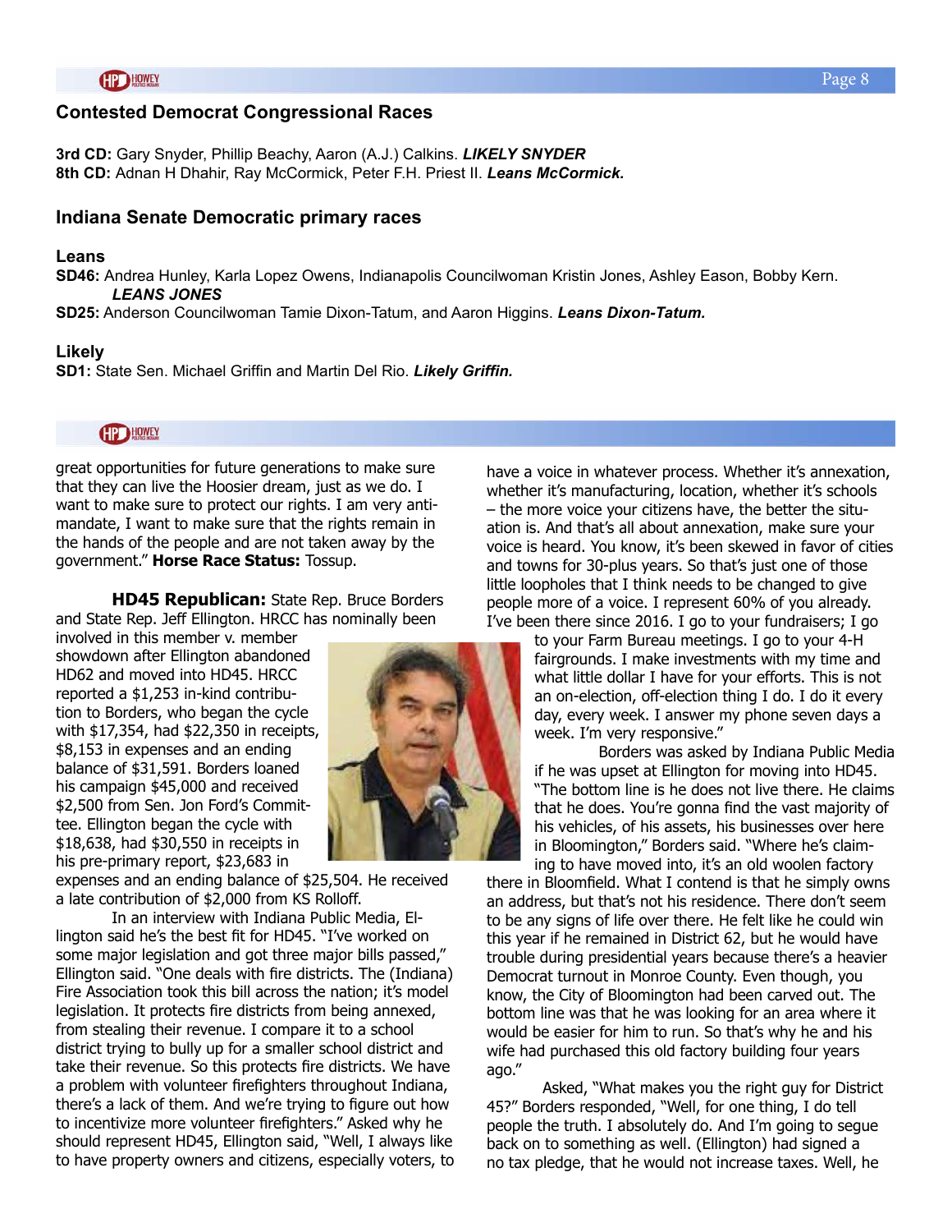## Contested Democrat Congressional Races

**3rd CD:** Gary Snyder, Phillip Beachy, Aaron (A.J.) Calkins. ***LIKELY SNYDER***
**8th CD:** Adnan H Dhahir, Ray McCormick, Peter F.H. Priest II. ***Leans McCormick.***

## Indiana Senate Democratic primary races

### Leans

**SD46:** Andrea Hunley, Karla Lopez Owens, Indianapolis Councilwoman Kristin Jones, Ashley Eason, Bobby Kern. ***LEANS JONES***
**SD25:** Anderson Councilwoman Tamie Dixon-Tatum, and Aaron Higgins. ***Leans Dixon-Tatum.***

### Likely

**SD1:** State Sen. Michael Griffin and Martin Del Rio. ***Likely Griffin.***

great opportunities for future generations to make sure that they can live the Hoosier dream, just as we do. I want to make sure to protect our rights. I am very anti-mandate, I want to make sure that the rights remain in the hands of the people and are not taken away by the government." **Horse Race Status:** Tossup.

**HD45 Republican:** State Rep. Bruce Borders and State Rep. Jeff Ellington. HRCC has nominally been involved in this member v. member showdown after Ellington abandoned HD62 and moved into HD45. HRCC reported a $1,253 in-kind contribution to Borders, who began the cycle with $17,354, had $22,350 in receipts, $8,153 in expenses and an ending balance of $31,591. Borders loaned his campaign $45,000 and received $2,500 from Sen. Jon Ford's Committee. Ellington began the cycle with $18,638, had $30,550 in receipts in his pre-primary report, $23,683 in expenses and an ending balance of $25,504. He received a late contribution of $2,000 from KS Rolloff.

In an interview with Indiana Public Media, Ellington said he's the best fit for HD45. "I've worked on some major legislation and got three major bills passed," Ellington said. "One deals with fire districts. The (Indiana) Fire Association took this bill across the nation; it's model legislation. It protects fire districts from being annexed, from stealing their revenue. I compare it to a school district trying to bully up for a smaller school district and take their revenue. So this protects fire districts. We have a problem with volunteer firefighters throughout Indiana, there's a lack of them. And we're trying to figure out how to incentivize more volunteer firefighters." Asked why he should represent HD45, Ellington said, "Well, I always like to have property owners and citizens, especially voters, to have a voice in whatever process. Whether it's annexation, whether it's manufacturing, location, whether it's schools – the more voice your citizens have, the better the situation is. And that's all about annexation, make sure your voice is heard. You know, it's been skewed in favor of cities and towns for 30-plus years. So that's just one of those little loopholes that I think needs to be changed to give people more of a voice. I represent 60% of you already. I've been there since 2016. I go to your fundraisers; I go to your Farm Bureau meetings. I go to your 4-H fairgrounds. I make investments with my time and what little dollar I have for your efforts. This is not an on-election, off-election thing I do. I do it every day, every week. I answer my phone seven days a week. I'm very responsive."

Borders was asked by Indiana Public Media if he was upset at Ellington for moving into HD45. "The bottom line is he does not live there. He claims that he does. You're gonna find the vast majority of his vehicles, of his assets, his businesses over here in Bloomington," Borders said. "Where he's claiming to have moved into, it's an old woolen factory there in Bloomfield. What I contend is that he simply owns an address, but that's not his residence. There don't seem to be any signs of life over there. He felt like he could win this year if he remained in District 62, but he would have trouble during presidential years because there's a heavier Democrat turnout in Monroe County. Even though, you know, the City of Bloomington had been carved out. The bottom line was that he was looking for an area where it would be easier for him to run. So that's why he and his wife had purchased this old factory building four years ago."

Asked, "What makes you the right guy for District 45?" Borders responded, "Well, for one thing, I do tell people the truth. I absolutely do. And I'm going to segue back on to something as well. (Ellington) had signed a no tax pledge, that he would not increase taxes. Well, he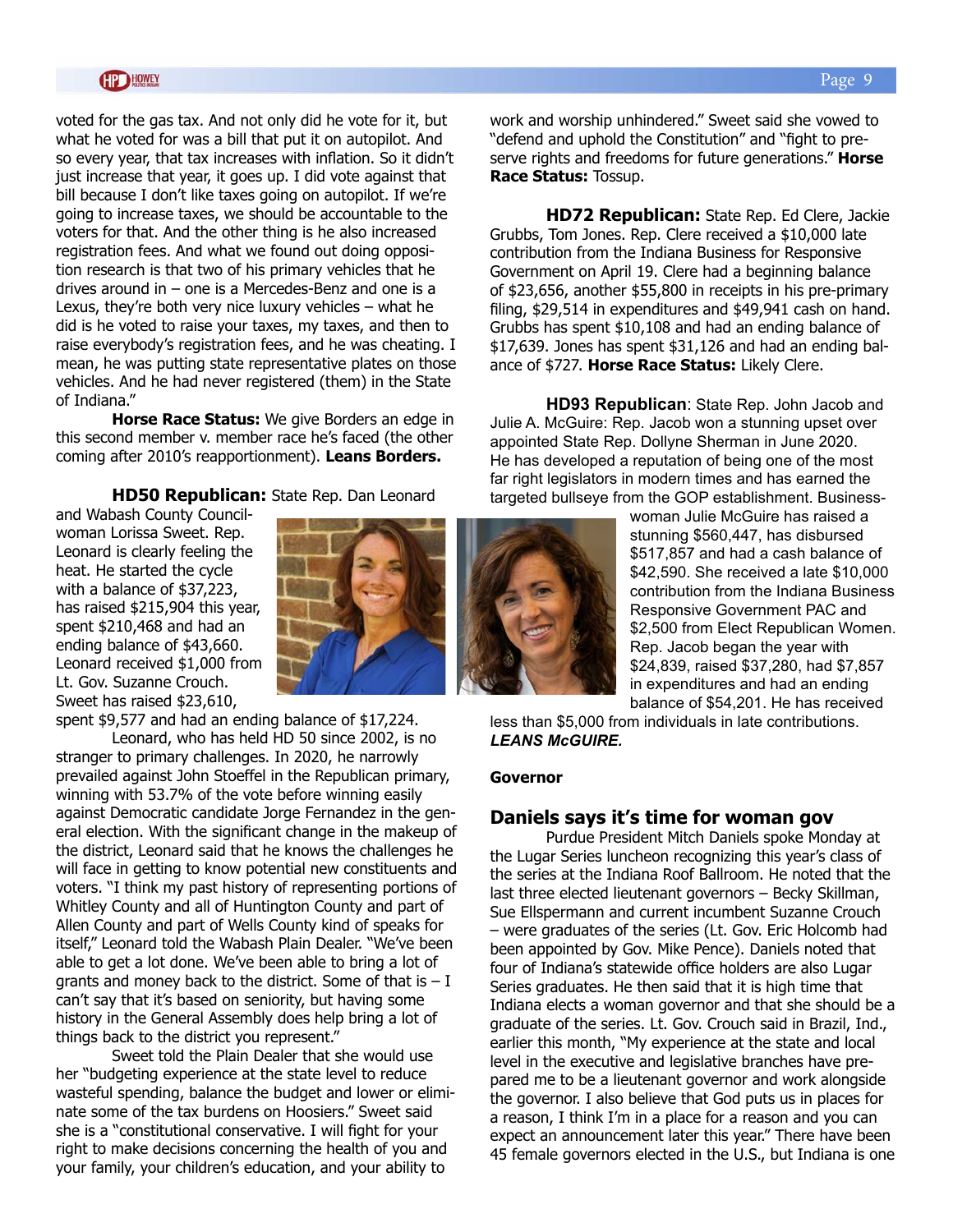voted for the gas tax. And not only did he vote for it, but what he voted for was a bill that put it on autopilot. And so every year, that tax increases with inflation. So it didn't just increase that year, it goes up. I did vote against that bill because I don't like taxes going on autopilot. If we're going to increase taxes, we should be accountable to the voters for that. And the other thing is he also increased registration fees. And what we found out doing opposition research is that two of his primary vehicles that he drives around in – one is a Mercedes-Benz and one is a Lexus, they're both very nice luxury vehicles – what he did is he voted to raise your taxes, my taxes, and then to raise everybody's registration fees, and he was cheating. I mean, he was putting state representative plates on those vehicles. And he had never registered (them) in the State of Indiana."

**Horse Race Status:** We give Borders an edge in this second member v. member race he's faced (the other coming after 2010's reapportionment). **Leans Borders.**

**HD50 Republican:** State Rep. Dan Leonard and Wabash County Councilwoman Lorissa Sweet. Rep. Leonard is clearly feeling the heat. He started the cycle with a balance of $37,223, has raised $215,904 this year, spent $210,468 and had an ending balance of $43,660. Leonard received $1,000 from Lt. Gov. Suzanne Crouch. Sweet has raised $23,610, spent $9,577 and had an ending balance of $17,224.

Leonard, who has held HD 50 since 2002, is no stranger to primary challenges. In 2020, he narrowly prevailed against John Stoeffel in the Republican primary, winning with 53.7% of the vote before winning easily against Democratic candidate Jorge Fernandez in the general election. With the significant change in the makeup of the district, Leonard said that he knows the challenges he will face in getting to know potential new constituents and voters. "I think my past history of representing portions of Whitley County and all of Huntington County and part of Allen County and part of Wells County kind of speaks for itself," Leonard told the Wabash Plain Dealer. "We've been able to get a lot done. We've been able to bring a lot of grants and money back to the district. Some of that is – I can't say that it's based on seniority, but having some history in the General Assembly does help bring a lot of things back to the district you represent."

Sweet told the Plain Dealer that she would use her "budgeting experience at the state level to reduce wasteful spending, balance the budget and lower or eliminate some of the tax burdens on Hoosiers." Sweet said she is a "constitutional conservative. I will fight for your right to make decisions concerning the health of you and your family, your children's education, and your ability to work and worship unhindered." Sweet said she vowed to "defend and uphold the Constitution" and "fight to preserve rights and freedoms for future generations." **Horse Race Status:** Tossup.

**HD72 Republican:** State Rep. Ed Clere, Jackie Grubbs, Tom Jones. Rep. Clere received a $10,000 late contribution from the Indiana Business for Responsive Government on April 19. Clere had a beginning balance of $23,656, another $55,800 in receipts in his pre-primary filing, $29,514 in expenditures and $49,941 cash on hand. Grubbs has spent $10,108 and had an ending balance of $17,639. Jones has spent $31,126 and had an ending balance of $727. **Horse Race Status:** Likely Clere.

**HD93 Republican**: State Rep. John Jacob and Julie A. McGuire: Rep. Jacob won a stunning upset over appointed State Rep. Dollyne Sherman in June 2020. He has developed a reputation of being one of the most far right legislators in modern times and has earned the targeted bullseye from the GOP establishment. Businesswoman Julie McGuire has raised a stunning $560,447, has disbursed $517,857 and had a cash balance of $42,590. She received a late $10,000 contribution from the Indiana Business Responsive Government PAC and $2,500 from Elect Republican Women. Rep. Jacob began the year with $24,839, raised $37,280, had $7,857 in expenditures and had an ending balance of $54,201. He has received less than $5,000 from individuals in late contributions. ***LEANS McGUIRE.***

**Governor**

## Daniels says it's time for woman gov

Purdue President Mitch Daniels spoke Monday at the Lugar Series luncheon recognizing this year's class of the series at the Indiana Roof Ballroom. He noted that the last three elected lieutenant governors – Becky Skillman, Sue Ellspermann and current incumbent Suzanne Crouch – were graduates of the series (Lt. Gov. Eric Holcomb had been appointed by Gov. Mike Pence). Daniels noted that four of Indiana's statewide office holders are also Lugar Series graduates. He then said that it is high time that Indiana elects a woman governor and that she should be a graduate of the series. Lt. Gov. Crouch said in Brazil, Ind., earlier this month, "My experience at the state and local level in the executive and legislative branches have prepared me to be a lieutenant governor and work alongside the governor. I also believe that God puts us in places for a reason, I think I'm in a place for a reason and you can expect an announcement later this year." There have been 45 female governors elected in the U.S., but Indiana is one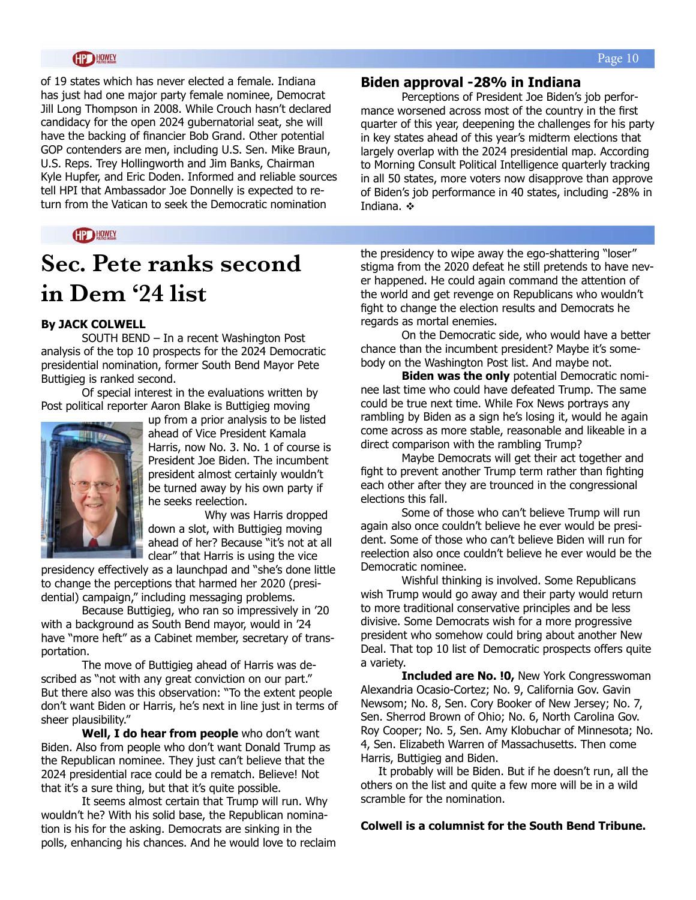of 19 states which has never elected a female. Indiana has just had one major party female nominee, Democrat Jill Long Thompson in 2008. While Crouch hasn't declared candidacy for the open 2024 gubernatorial seat, she will have the backing of financier Bob Grand. Other potential GOP contenders are men, including U.S. Sen. Mike Braun, U.S. Reps. Trey Hollingworth and Jim Banks, Chairman Kyle Hupfer, and Eric Doden. Informed and reliable sources tell HPI that Ambassador Joe Donnelly is expected to return from the Vatican to seek the Democratic nomination

## Biden approval -28% in Indiana

Perceptions of President Joe Biden's job performance worsened across most of the country in the first quarter of this year, deepening the challenges for his party in key states ahead of this year's midterm elections that largely overlap with the 2024 presidential map. According to Morning Consult Political Intelligence quarterly tracking in all 50 states, more voters now disapprove than approve of Biden's job performance in 40 states, including -28% in Indiana. ❖

# Sec. Pete ranks second in Dem '24 list

**By JACK COLWELL**

SOUTH BEND – In a recent Washington Post analysis of the top 10 prospects for the 2024 Democratic presidential nomination, former South Bend Mayor Pete Buttigieg is ranked second.

Of special interest in the evaluations written by Post political reporter Aaron Blake is Buttigieg moving up from a prior analysis to be listed ahead of Vice President Kamala Harris, now No. 3. No. 1 of course is President Joe Biden. The incumbent president almost certainly wouldn't be turned away by his own party if he seeks reelection.

Why was Harris dropped down a slot, with Buttigieg moving ahead of her? Because "it's not at all clear" that Harris is using the vice presidency effectively as a launchpad and "she's done little to change the perceptions that harmed her 2020 (presidential) campaign," including messaging problems.

Because Buttigieg, who ran so impressively in '20 with a background as South Bend mayor, would in '24 have "more heft" as a Cabinet member, secretary of transportation.

The move of Buttigieg ahead of Harris was described as "not with any great conviction on our part." But there also was this observation: "To the extent people don't want Biden or Harris, he's next in line just in terms of sheer plausibility."

**Well, I do hear from people** who don't want Biden. Also from people who don't want Donald Trump as the Republican nominee. They just can't believe that the 2024 presidential race could be a rematch. Believe! Not that it's a sure thing, but that it's quite possible.

It seems almost certain that Trump will run. Why wouldn't he? With his solid base, the Republican nomination is his for the asking. Democrats are sinking in the polls, enhancing his chances. And he would love to reclaim the presidency to wipe away the ego-shattering "loser" stigma from the 2020 defeat he still pretends to have never happened. He could again command the attention of the world and get revenge on Republicans who wouldn't fight to change the election results and Democrats he regards as mortal enemies.

On the Democratic side, who would have a better chance than the incumbent president? Maybe it's somebody on the Washington Post list. And maybe not.

**Biden was the only** potential Democratic nominee last time who could have defeated Trump. The same could be true next time. While Fox News portrays any rambling by Biden as a sign he's losing it, would he again come across as more stable, reasonable and likeable in a direct comparison with the rambling Trump?

Maybe Democrats will get their act together and fight to prevent another Trump term rather than fighting each other after they are trounced in the congressional elections this fall.

Some of those who can't believe Trump will run again also once couldn't believe he ever would be president. Some of those who can't believe Biden will run for reelection also once couldn't believe he ever would be the Democratic nominee.

Wishful thinking is involved. Some Republicans wish Trump would go away and their party would return to more traditional conservative principles and be less divisive. Some Democrats wish for a more progressive president who somehow could bring about another New Deal. That top 10 list of Democratic prospects offers quite a variety.

**Included are No. !0,** New York Congresswoman Alexandria Ocasio-Cortez; No. 9, California Gov. Gavin Newsom; No. 8, Sen. Cory Booker of New Jersey; No. 7, Sen. Sherrod Brown of Ohio; No. 6, North Carolina Gov. Roy Cooper; No. 5, Sen. Amy Klobuchar of Minnesota; No. 4, Sen. Elizabeth Warren of Massachusetts. Then come Harris, Buttigieg and Biden.

It probably will be Biden. But if he doesn't run, all the others on the list and quite a few more will be in a wild scramble for the nomination.

**Colwell is a columnist for the South Bend Tribune.**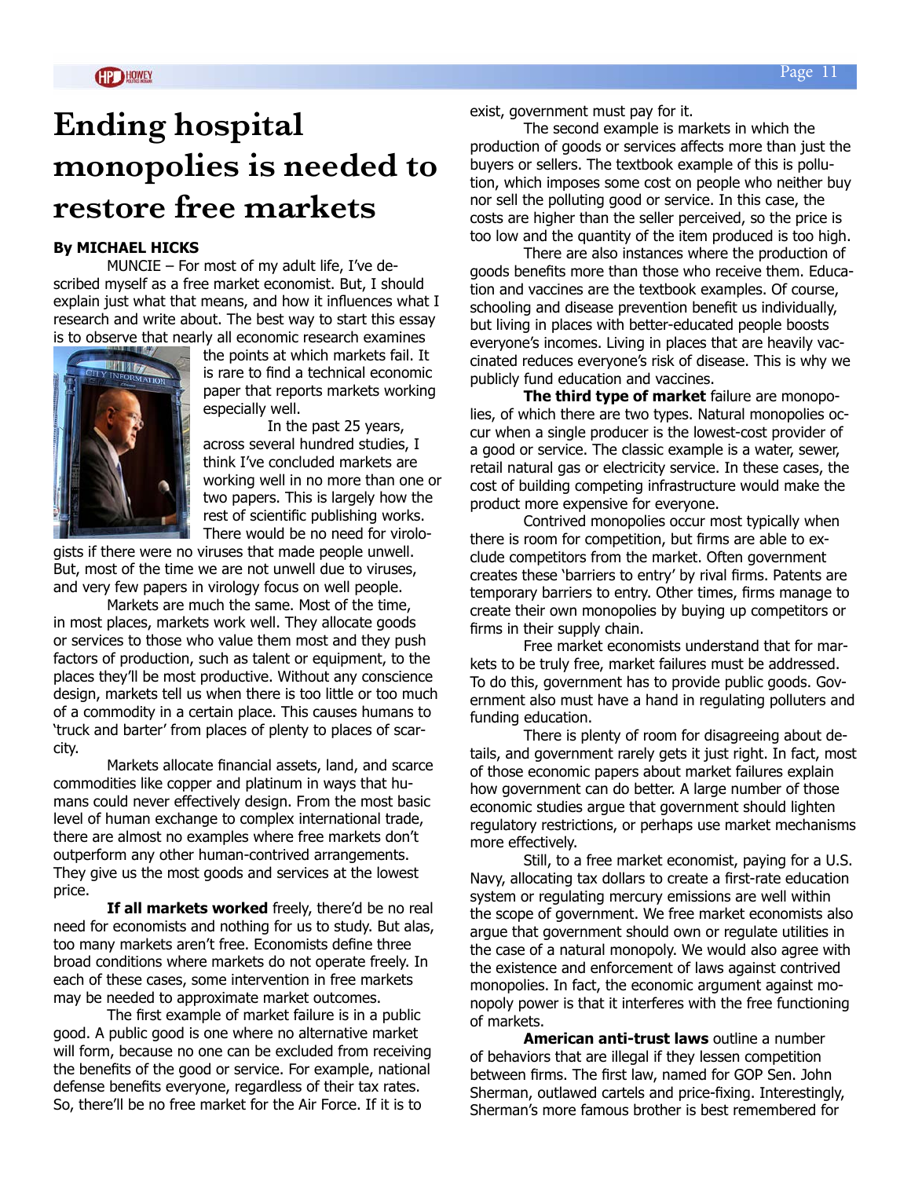# Ending hospital monopolies is needed to restore free markets

**By MICHAEL HICKS**

MUNCIE – For most of my adult life, I've described myself as a free market economist. But, I should explain just what that means, and how it influences what I research and write about. The best way to start this essay is to observe that nearly all economic research examines the points at which markets fail. It is rare to find a technical economic paper that reports markets working especially well.

In the past 25 years, across several hundred studies, I think I've concluded markets are working well in no more than one or two papers. This is largely how the rest of scientific publishing works. There would be no need for virologists if there were no viruses that made people unwell. But, most of the time we are not unwell due to viruses, and very few papers in virology focus on well people.

Markets are much the same. Most of the time, in most places, markets work well. They allocate goods or services to those who value them most and they push factors of production, such as talent or equipment, to the places they'll be most productive. Without any conscience design, markets tell us when there is too little or too much of a commodity in a certain place. This causes humans to 'truck and barter' from places of plenty to places of scarcity.

Markets allocate financial assets, land, and scarce commodities like copper and platinum in ways that humans could never effectively design. From the most basic level of human exchange to complex international trade, there are almost no examples where free markets don't outperform any other human-contrived arrangements. They give us the most goods and services at the lowest price.

**If all markets worked** freely, there'd be no real need for economists and nothing for us to study. But alas, too many markets aren't free. Economists define three broad conditions where markets do not operate freely. In each of these cases, some intervention in free markets may be needed to approximate market outcomes.

The first example of market failure is in a public good. A public good is one where no alternative market will form, because no one can be excluded from receiving the benefits of the good or service. For example, national defense benefits everyone, regardless of their tax rates. So, there'll be no free market for the Air Force. If it is to exist, government must pay for it.

The second example is markets in which the production of goods or services affects more than just the buyers or sellers. The textbook example of this is pollution, which imposes some cost on people who neither buy nor sell the polluting good or service. In this case, the costs are higher than the seller perceived, so the price is too low and the quantity of the item produced is too high.

There are also instances where the production of goods benefits more than those who receive them. Education and vaccines are the textbook examples. Of course, schooling and disease prevention benefit us individually, but living in places with better-educated people boosts everyone's incomes. Living in places that are heavily vaccinated reduces everyone's risk of disease. This is why we publicly fund education and vaccines.

**The third type of market** failure are monopolies, of which there are two types. Natural monopolies occur when a single producer is the lowest-cost provider of a good or service. The classic example is a water, sewer, retail natural gas or electricity service. In these cases, the cost of building competing infrastructure would make the product more expensive for everyone.

Contrived monopolies occur most typically when there is room for competition, but firms are able to exclude competitors from the market. Often government creates these 'barriers to entry' by rival firms. Patents are temporary barriers to entry. Other times, firms manage to create their own monopolies by buying up competitors or firms in their supply chain.

Free market economists understand that for markets to be truly free, market failures must be addressed. To do this, government has to provide public goods. Government also must have a hand in regulating polluters and funding education.

There is plenty of room for disagreeing about details, and government rarely gets it just right. In fact, most of those economic papers about market failures explain how government can do better. A large number of those economic studies argue that government should lighten regulatory restrictions, or perhaps use market mechanisms more effectively.

Still, to a free market economist, paying for a U.S. Navy, allocating tax dollars to create a first-rate education system or regulating mercury emissions are well within the scope of government. We free market economists also argue that government should own or regulate utilities in the case of a natural monopoly. We would also agree with the existence and enforcement of laws against contrived monopolies. In fact, the economic argument against monopoly power is that it interferes with the free functioning of markets.

**American anti-trust laws** outline a number of behaviors that are illegal if they lessen competition between firms. The first law, named for GOP Sen. John Sherman, outlawed cartels and price-fixing. Interestingly, Sherman's more famous brother is best remembered for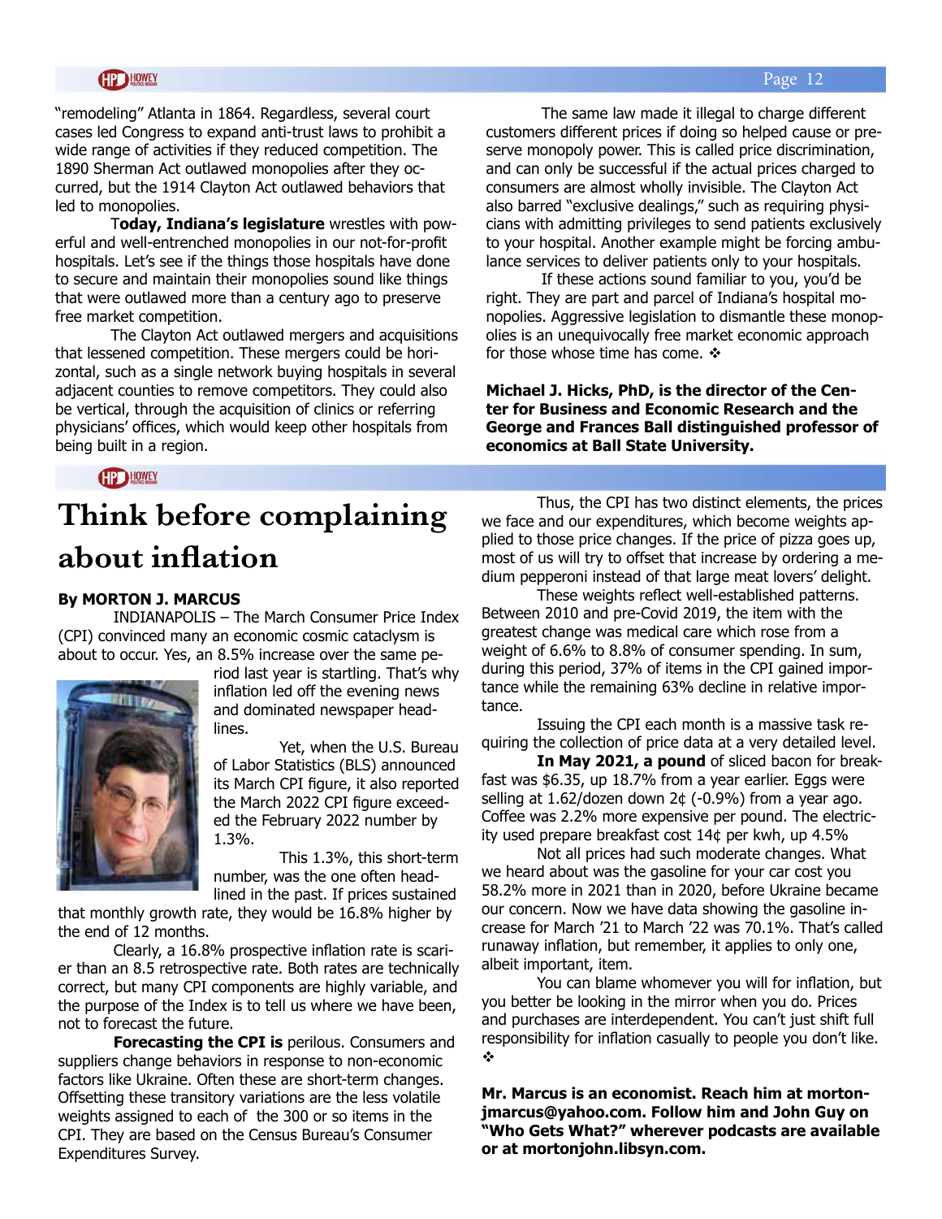"remodeling" Atlanta in 1864. Regardless, several court cases led Congress to expand anti-trust laws to prohibit a wide range of activities if they reduced competition. The 1890 Sherman Act outlawed monopolies after they occurred, but the 1914 Clayton Act outlawed behaviors that led to monopolies.

**Today, Indiana's legislature** wrestles with powerful and well-entrenched monopolies in our not-for-profit hospitals. Let's see if the things those hospitals have done to secure and maintain their monopolies sound like things that were outlawed more than a century ago to preserve free market competition.

The Clayton Act outlawed mergers and acquisitions that lessened competition. These mergers could be horizontal, such as a single network buying hospitals in several adjacent counties to remove competitors. They could also be vertical, through the acquisition of clinics or referring physicians' offices, which would keep other hospitals from being built in a region.

The same law made it illegal to charge different customers different prices if doing so helped cause or preserve monopoly power. This is called price discrimination, and can only be successful if the actual prices charged to consumers are almost wholly invisible. The Clayton Act also barred "exclusive dealings," such as requiring physicians with admitting privileges to send patients exclusively to your hospital. Another example might be forcing ambulance services to deliver patients only to your hospitals.

If these actions sound familiar to you, you'd be right. They are part and parcel of Indiana's hospital monopolies. Aggressive legislation to dismantle these monopolies is an unequivocally free market economic approach for those whose time has come. ❖

**Michael J. Hicks, PhD, is the director of the Center for Business and Economic Research and the George and Frances Ball distinguished professor of economics at Ball State University.**

# Think before complaining about inflation

**By MORTON J. MARCUS**

INDIANAPOLIS – The March Consumer Price Index (CPI) convinced many an economic cosmic cataclysm is about to occur. Yes, an 8.5% increase over the same period last year is startling. That's why inflation led off the evening news and dominated newspaper headlines.

Yet, when the U.S. Bureau of Labor Statistics (BLS) announced its March CPI figure, it also reported the March 2022 CPI figure exceeded the February 2022 number by 1.3%.

This 1.3%, this short-term number, was the one often headlined in the past. If prices sustained that monthly growth rate, they would be 16.8% higher by the end of 12 months.

Clearly, a 16.8% prospective inflation rate is scarier than an 8.5 retrospective rate. Both rates are technically correct, but many CPI components are highly variable, and the purpose of the Index is to tell us where we have been, not to forecast the future.

**Forecasting the CPI is** perilous. Consumers and suppliers change behaviors in response to non-economic factors like Ukraine. Often these are short-term changes. Offsetting these transitory variations are the less volatile weights assigned to each of the 300 or so items in the CPI. They are based on the Census Bureau's Consumer Expenditures Survey.

Thus, the CPI has two distinct elements, the prices we face and our expenditures, which become weights applied to those price changes. If the price of pizza goes up, most of us will try to offset that increase by ordering a medium pepperoni instead of that large meat lovers' delight.

These weights reflect well-established patterns. Between 2010 and pre-Covid 2019, the item with the greatest change was medical care which rose from a weight of 6.6% to 8.8% of consumer spending. In sum, during this period, 37% of items in the CPI gained importance while the remaining 63% decline in relative importance.

Issuing the CPI each month is a massive task requiring the collection of price data at a very detailed level.

**In May 2021, a pound** of sliced bacon for breakfast was $6.35, up 18.7% from a year earlier. Eggs were selling at 1.62/dozen down 2¢ (-0.9%) from a year ago. Coffee was 2.2% more expensive per pound. The electricity used prepare breakfast cost 14¢ per kwh, up 4.5%

Not all prices had such moderate changes. What we heard about was the gasoline for your car cost you 58.2% more in 2021 than in 2020, before Ukraine became our concern. Now we have data showing the gasoline increase for March '21 to March '22 was 70.1%. That's called runaway inflation, but remember, it applies to only one, albeit important, item.

You can blame whomever you will for inflation, but you better be looking in the mirror when you do. Prices and purchases are interdependent. You can't just shift full responsibility for inflation casually to people you don't like. ❖

**Mr. Marcus is an economist. Reach him at mortonjmarcus@yahoo.com. Follow him and John Guy on "Who Gets What?" wherever podcasts are available or at mortonjohn.libsyn.com.**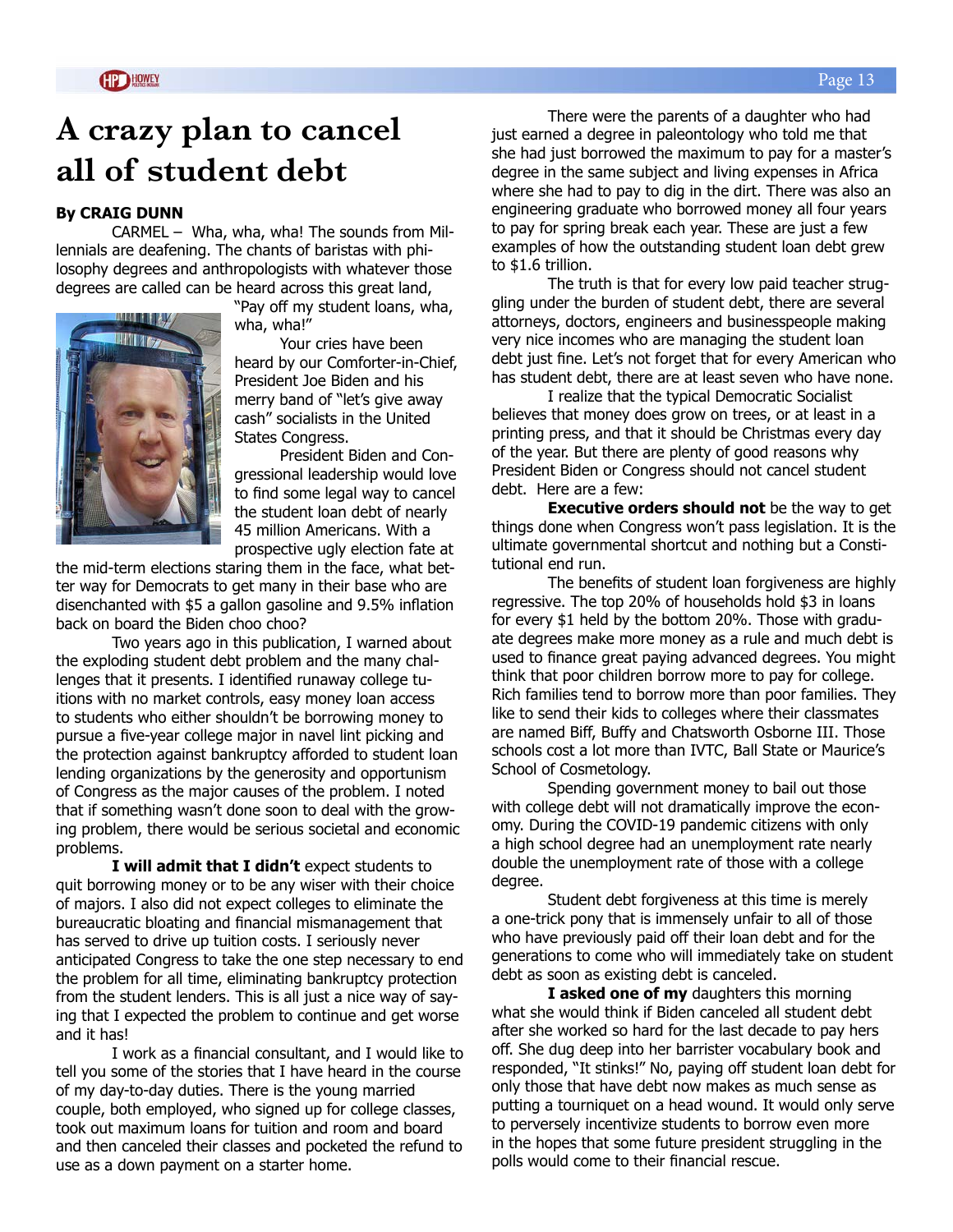# A crazy plan to cancel all of student debt

**By CRAIG DUNN**

CARMEL – Wha, wha, wha! The sounds from Millennials are deafening. The chants of baristas with philosophy degrees and anthropologists with whatever those degrees are called can be heard across this great land, "Pay off my student loans, wha, wha, wha!"

Your cries have been heard by our Comforter-in-Chief, President Joe Biden and his merry band of "let's give away cash" socialists in the United States Congress.

President Biden and Congressional leadership would love to find some legal way to cancel the student loan debt of nearly 45 million Americans. With a prospective ugly election fate at the mid-term elections staring them in the face, what better way for Democrats to get many in their base who are disenchanted with $5 a gallon gasoline and 9.5% inflation back on board the Biden choo choo?

Two years ago in this publication, I warned about the exploding student debt problem and the many challenges that it presents. I identified runaway college tuitions with no market controls, easy money loan access to students who either shouldn't be borrowing money to pursue a five-year college major in navel lint picking and the protection against bankruptcy afforded to student loan lending organizations by the generosity and opportunism of Congress as the major causes of the problem. I noted that if something wasn't done soon to deal with the growing problem, there would be serious societal and economic problems.

**I will admit that I didn't** expect students to quit borrowing money or to be any wiser with their choice of majors. I also did not expect colleges to eliminate the bureaucratic bloating and financial mismanagement that has served to drive up tuition costs. I seriously never anticipated Congress to take the one step necessary to end the problem for all time, eliminating bankruptcy protection from the student lenders. This is all just a nice way of saying that I expected the problem to continue and get worse and it has!

I work as a financial consultant, and I would like to tell you some of the stories that I have heard in the course of my day-to-day duties. There is the young married couple, both employed, who signed up for college classes, took out maximum loans for tuition and room and board and then canceled their classes and pocketed the refund to use as a down payment on a starter home.

There were the parents of a daughter who had just earned a degree in paleontology who told me that she had just borrowed the maximum to pay for a master's degree in the same subject and living expenses in Africa where she had to pay to dig in the dirt. There was also an engineering graduate who borrowed money all four years to pay for spring break each year. These are just a few examples of how the outstanding student loan debt grew to $1.6 trillion.

The truth is that for every low paid teacher struggling under the burden of student debt, there are several attorneys, doctors, engineers and businesspeople making very nice incomes who are managing the student loan debt just fine. Let's not forget that for every American who has student debt, there are at least seven who have none.

I realize that the typical Democratic Socialist believes that money does grow on trees, or at least in a printing press, and that it should be Christmas every day of the year. But there are plenty of good reasons why President Biden or Congress should not cancel student debt. Here are a few:

**Executive orders should not** be the way to get things done when Congress won't pass legislation. It is the ultimate governmental shortcut and nothing but a Constitutional end run.

The benefits of student loan forgiveness are highly regressive. The top 20% of households hold $3 in loans for every $1 held by the bottom 20%. Those with graduate degrees make more money as a rule and much debt is used to finance great paying advanced degrees. You might think that poor children borrow more to pay for college. Rich families tend to borrow more than poor families. They like to send their kids to colleges where their classmates are named Biff, Buffy and Chatsworth Osborne III. Those schools cost a lot more than IVTC, Ball State or Maurice's School of Cosmetology.

Spending government money to bail out those with college debt will not dramatically improve the economy. During the COVID-19 pandemic citizens with only a high school degree had an unemployment rate nearly double the unemployment rate of those with a college degree.

Student debt forgiveness at this time is merely a one-trick pony that is immensely unfair to all of those who have previously paid off their loan debt and for the generations to come who will immediately take on student debt as soon as existing debt is canceled.

**I asked one of my** daughters this morning what she would think if Biden canceled all student debt after she worked so hard for the last decade to pay hers off. She dug deep into her barrister vocabulary book and responded, "It stinks!" No, paying off student loan debt for only those that have debt now makes as much sense as putting a tourniquet on a head wound. It would only serve to perversely incentivize students to borrow even more in the hopes that some future president struggling in the polls would come to their financial rescue.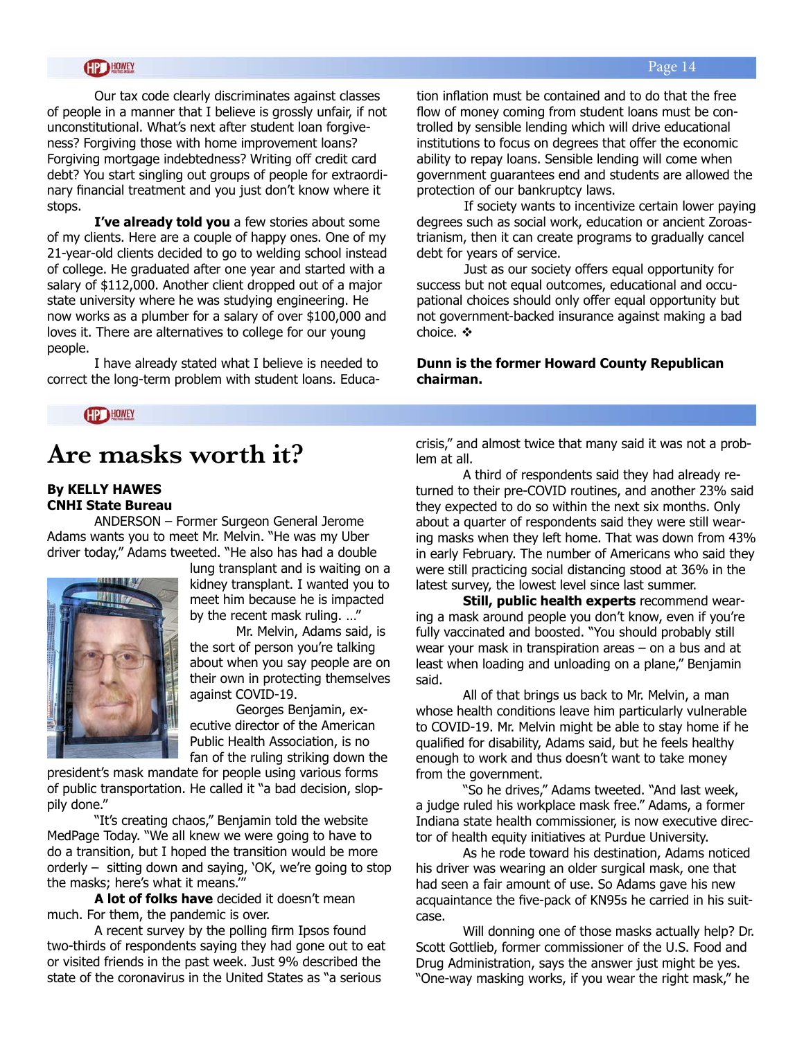Our tax code clearly discriminates against classes of people in a manner that I believe is grossly unfair, if not unconstitutional. What's next after student loan forgiveness? Forgiving those with home improvement loans? Forgiving mortgage indebtedness? Writing off credit card debt? You start singling out groups of people for extraordinary financial treatment and you just don't know where it stops.

**I've already told you** a few stories about some of my clients. Here are a couple of happy ones. One of my 21-year-old clients decided to go to welding school instead of college. He graduated after one year and started with a salary of $112,000. Another client dropped out of a major state university where he was studying engineering. He now works as a plumber for a salary of over $100,000 and loves it. There are alternatives to college for our young people.

I have already stated what I believe is needed to correct the long-term problem with student loans. Education inflation must be contained and to do that the free flow of money coming from student loans must be controlled by sensible lending which will drive educational institutions to focus on degrees that offer the economic ability to repay loans. Sensible lending will come when government guarantees end and students are allowed the protection of our bankruptcy laws.

If society wants to incentivize certain lower paying degrees such as social work, education or ancient Zoroastrianism, then it can create programs to gradually cancel debt for years of service.

Just as our society offers equal opportunity for success but not equal outcomes, educational and occupational choices should only offer equal opportunity but not government-backed insurance against making a bad choice. ❖

**Dunn is the former Howard County Republican chairman.**

# Are masks worth it?

**By KELLY HAWES**
**CNHI State Bureau**

ANDERSON – Former Surgeon General Jerome Adams wants you to meet Mr. Melvin. "He was my Uber driver today," Adams tweeted. "He also has had a double lung transplant and is waiting on a kidney transplant. I wanted you to meet him because he is impacted by the recent mask ruling. …"

Mr. Melvin, Adams said, is the sort of person you're talking about when you say people are on their own in protecting themselves against COVID-19.

Georges Benjamin, executive director of the American Public Health Association, is no fan of the ruling striking down the president's mask mandate for people using various forms of public transportation. He called it "a bad decision, sloppily done."

"It's creating chaos," Benjamin told the website MedPage Today. "We all knew we were going to have to do a transition, but I hoped the transition would be more orderly – sitting down and saying, 'OK, we're going to stop the masks; here's what it means.'"

**A lot of folks have** decided it doesn't mean much. For them, the pandemic is over.

A recent survey by the polling firm Ipsos found two-thirds of respondents saying they had gone out to eat or visited friends in the past week. Just 9% described the state of the coronavirus in the United States as "a serious crisis," and almost twice that many said it was not a problem at all.

A third of respondents said they had already returned to their pre-COVID routines, and another 23% said they expected to do so within the next six months. Only about a quarter of respondents said they were still wearing masks when they left home. That was down from 43% in early February. The number of Americans who said they were still practicing social distancing stood at 36% in the latest survey, the lowest level since last summer.

**Still, public health experts** recommend wearing a mask around people you don't know, even if you're fully vaccinated and boosted. "You should probably still wear your mask in transpiration areas – on a bus and at least when loading and unloading on a plane," Benjamin said.

All of that brings us back to Mr. Melvin, a man whose health conditions leave him particularly vulnerable to COVID-19. Mr. Melvin might be able to stay home if he qualified for disability, Adams said, but he feels healthy enough to work and thus doesn't want to take money from the government.

"So he drives," Adams tweeted. "And last week, a judge ruled his workplace mask free." Adams, a former Indiana state health commissioner, is now executive director of health equity initiatives at Purdue University.

As he rode toward his destination, Adams noticed his driver was wearing an older surgical mask, one that had seen a fair amount of use. So Adams gave his new acquaintance the five-pack of KN95s he carried in his suitcase.

Will donning one of those masks actually help? Dr. Scott Gottlieb, former commissioner of the U.S. Food and Drug Administration, says the answer just might be yes. "One-way masking works, if you wear the right mask," he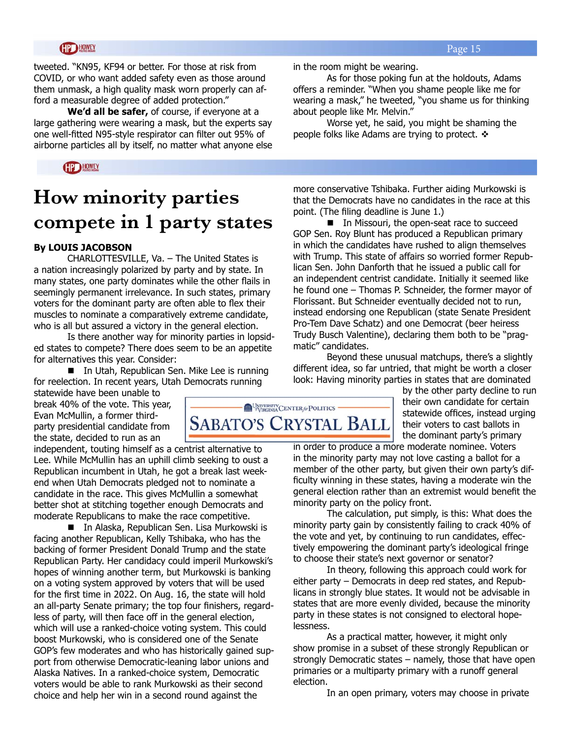tweeted. "KN95, KF94 or better. For those at risk from COVID, or who want added safety even as those around them unmask, a high quality mask worn properly can afford a measurable degree of added protection."

**We'd all be safer,** of course, if everyone at a large gathering were wearing a mask, but the experts say one well-fitted N95-style respirator can filter out 95% of airborne particles all by itself, no matter what anyone else in the room might be wearing.

As for those poking fun at the holdouts, Adams offers a reminder. "When you shame people like me for wearing a mask," he tweeted, "you shame us for thinking about people like Mr. Melvin."

Worse yet, he said, you might be shaming the people folks like Adams are trying to protect. ❖

# How minority parties compete in 1 party states

**By LOUIS JACOBSON**

CHARLOTTESVILLE, Va. – The United States is a nation increasingly polarized by party and by state. In many states, one party dominates while the other flails in seemingly permanent irrelevance. In such states, primary voters for the dominant party are often able to flex their muscles to nominate a comparatively extreme candidate, who is all but assured a victory in the general election.

Is there another way for minority parties in lopsided states to compete? There does seem to be an appetite for alternatives this year. Consider:

■ In Utah, Republican Sen. Mike Lee is running for reelection. In recent years, Utah Democrats running statewide have been unable to break 40% of the vote. This year, Evan McMullin, a former third-party presidential candidate from the state, decided to run as an independent, touting himself as a centrist alternative to Lee. While McMullin has an uphill climb seeking to oust a Republican incumbent in Utah, he got a break last weekend when Utah Democrats pledged not to nominate a candidate in the race. This gives McMullin a somewhat better shot at stitching together enough Democrats and moderate Republicans to make the race competitive.

■ In Alaska, Republican Sen. Lisa Murkowski is facing another Republican, Kelly Tshibaka, who has the backing of former President Donald Trump and the state Republican Party. Her candidacy could imperil Murkowski's hopes of winning another term, but Murkowski is banking on a voting system approved by voters that will be used for the first time in 2022. On Aug. 16, the state will hold an all-party Senate primary; the top four finishers, regardless of party, will then face off in the general election, which will use a ranked-choice voting system. This could boost Murkowski, who is considered one of the Senate GOP's few moderates and who has historically gained support from otherwise Democratic-leaning labor unions and Alaska Natives. In a ranked-choice system, Democratic voters would be able to rank Murkowski as their second choice and help her win in a second round against the more conservative Tshibaka. Further aiding Murkowski is that the Democrats have no candidates in the race at this point. (The filing deadline is June 1.)

■ In Missouri, the open-seat race to succeed GOP Sen. Roy Blunt has produced a Republican primary in which the candidates have rushed to align themselves with Trump. This state of affairs so worried former Republican Sen. John Danforth that he issued a public call for an independent centrist candidate. Initially it seemed like he found one – Thomas P. Schneider, the former mayor of Florissant. But Schneider eventually decided not to run, instead endorsing one Republican (state Senate President Pro-Tem Dave Schatz) and one Democrat (beer heiress Trudy Busch Valentine), declaring them both to be "pragmatic" candidates.

University of Virginia Center for Politics
SABATO'S CRYSTAL BALL

Beyond these unusual matchups, there's a slightly different idea, so far untried, that might be worth a closer look: Having minority parties in states that are dominated by the other party decline to run their own candidate for certain statewide offices, instead urging their voters to cast ballots in the dominant party's primary in order to produce a more moderate nominee. Voters in the minority party may not love casting a ballot for a member of the other party, but given their own party's difficulty winning in these states, having a moderate win the general election rather than an extremist would benefit the minority party on the policy front.

The calculation, put simply, is this: What does the minority party gain by consistently failing to crack 40% of the vote and yet, by continuing to run candidates, effectively empowering the dominant party's ideological fringe to choose their state's next governor or senator?

In theory, following this approach could work for either party – Democrats in deep red states, and Republicans in strongly blue states. It would not be advisable in states that are more evenly divided, because the minority party in these states is not consigned to electoral hopelessness.

As a practical matter, however, it might only show promise in a subset of these strongly Republican or strongly Democratic states – namely, those that have open primaries or a multiparty primary with a runoff general election.

In an open primary, voters may choose in private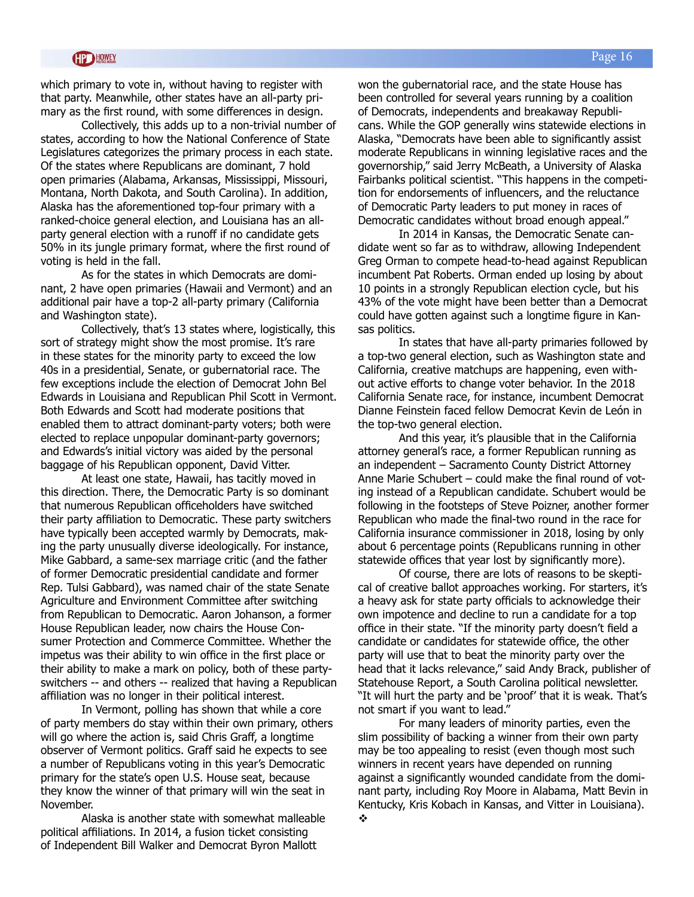which primary to vote in, without having to register with that party. Meanwhile, other states have an all-party primary as the first round, with some differences in design.

Collectively, this adds up to a non-trivial number of states, according to how the National Conference of State Legislatures categorizes the primary process in each state. Of the states where Republicans are dominant, 7 hold open primaries (Alabama, Arkansas, Mississippi, Missouri, Montana, North Dakota, and South Carolina). In addition, Alaska has the aforementioned top-four primary with a ranked-choice general election, and Louisiana has an all-party general election with a runoff if no candidate gets 50% in its jungle primary format, where the first round of voting is held in the fall.

As for the states in which Democrats are dominant, 2 have open primaries (Hawaii and Vermont) and an additional pair have a top-2 all-party primary (California and Washington state).

Collectively, that's 13 states where, logistically, this sort of strategy might show the most promise. It's rare in these states for the minority party to exceed the low 40s in a presidential, Senate, or gubernatorial race. The few exceptions include the election of Democrat John Bel Edwards in Louisiana and Republican Phil Scott in Vermont. Both Edwards and Scott had moderate positions that enabled them to attract dominant-party voters; both were elected to replace unpopular dominant-party governors; and Edwards's initial victory was aided by the personal baggage of his Republican opponent, David Vitter.

At least one state, Hawaii, has tacitly moved in this direction. There, the Democratic Party is so dominant that numerous Republican officeholders have switched their party affiliation to Democratic. These party switchers have typically been accepted warmly by Democrats, making the party unusually diverse ideologically. For instance, Mike Gabbard, a same-sex marriage critic (and the father of former Democratic presidential candidate and former Rep. Tulsi Gabbard), was named chair of the state Senate Agriculture and Environment Committee after switching from Republican to Democratic. Aaron Johanson, a former House Republican leader, now chairs the House Consumer Protection and Commerce Committee. Whether the impetus was their ability to win office in the first place or their ability to make a mark on policy, both of these party-switchers -- and others -- realized that having a Republican affiliation was no longer in their political interest.

In Vermont, polling has shown that while a core of party members do stay within their own primary, others will go where the action is, said Chris Graff, a longtime observer of Vermont politics. Graff said he expects to see a number of Republicans voting in this year's Democratic primary for the state's open U.S. House seat, because they know the winner of that primary will win the seat in November.

Alaska is another state with somewhat malleable political affiliations. In 2014, a fusion ticket consisting of Independent Bill Walker and Democrat Byron Mallott won the gubernatorial race, and the state House has been controlled for several years running by a coalition of Democrats, independents and breakaway Republicans. While the GOP generally wins statewide elections in Alaska, "Democrats have been able to significantly assist moderate Republicans in winning legislative races and the governorship," said Jerry McBeath, a University of Alaska Fairbanks political scientist. "This happens in the competition for endorsements of influencers, and the reluctance of Democratic Party leaders to put money in races of Democratic candidates without broad enough appeal."

In 2014 in Kansas, the Democratic Senate candidate went so far as to withdraw, allowing Independent Greg Orman to compete head-to-head against Republican incumbent Pat Roberts. Orman ended up losing by about 10 points in a strongly Republican election cycle, but his 43% of the vote might have been better than a Democrat could have gotten against such a longtime figure in Kansas politics.

In states that have all-party primaries followed by a top-two general election, such as Washington state and California, creative matchups are happening, even without active efforts to change voter behavior. In the 2018 California Senate race, for instance, incumbent Democrat Dianne Feinstein faced fellow Democrat Kevin de León in the top-two general election.

And this year, it's plausible that in the California attorney general's race, a former Republican running as an independent – Sacramento County District Attorney Anne Marie Schubert – could make the final round of voting instead of a Republican candidate. Schubert would be following in the footsteps of Steve Poizner, another former Republican who made the final-two round in the race for California insurance commissioner in 2018, losing by only about 6 percentage points (Republicans running in other statewide offices that year lost by significantly more).

Of course, there are lots of reasons to be skeptical of creative ballot approaches working. For starters, it's a heavy ask for state party officials to acknowledge their own impotence and decline to run a candidate for a top office in their state. "If the minority party doesn't field a candidate or candidates for statewide office, the other party will use that to beat the minority party over the head that it lacks relevance," said Andy Brack, publisher of Statehouse Report, a South Carolina political newsletter. "It will hurt the party and be 'proof' that it is weak. That's not smart if you want to lead."

For many leaders of minority parties, even the slim possibility of backing a winner from their own party may be too appealing to resist (even though most such winners in recent years have depended on running against a significantly wounded candidate from the dominant party, including Roy Moore in Alabama, Matt Bevin in Kentucky, Kris Kobach in Kansas, and Vitter in Louisiana). ❖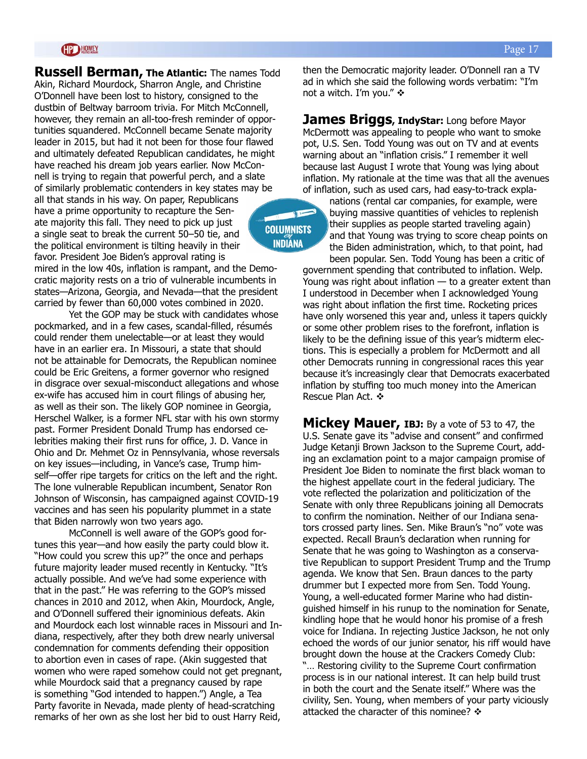**Russell Berman, The Atlantic:** The names Todd Akin, Richard Mourdock, Sharron Angle, and Christine O'Donnell have been lost to history, consigned to the dustbin of Beltway barroom trivia. For Mitch McConnell, however, they remain an all-too-fresh reminder of opportunities squandered. McConnell became Senate majority leader in 2015, but had it not been for those four flawed and ultimately defeated Republican candidates, he might have reached his dream job years earlier. Now McConnell is trying to regain that powerful perch, and a slate of similarly problematic contenders in key states may be all that stands in his way. On paper, Republicans have a prime opportunity to recapture the Senate majority this fall. They need to pick up just a single seat to break the current 50–50 tie, and the political environment is tilting heavily in their favor. President Joe Biden's approval rating is mired in the low 40s, inflation is rampant, and the Democratic majority rests on a trio of vulnerable incumbents in states—Arizona, Georgia, and Nevada—that the president carried by fewer than 60,000 votes combined in 2020.

Yet the GOP may be stuck with candidates whose pockmarked, and in a few cases, scandal-filled, résumés could render them unelectable—or at least they would have in an earlier era. In Missouri, a state that should not be attainable for Democrats, the Republican nominee could be Eric Greitens, a former governor who resigned in disgrace over sexual-misconduct allegations and whose ex-wife has accused him in court filings of abusing her, as well as their son. The likely GOP nominee in Georgia, Herschel Walker, is a former NFL star with his own stormy past. Former President Donald Trump has endorsed celebrities making their first runs for office, J. D. Vance in Ohio and Dr. Mehmet Oz in Pennsylvania, whose reversals on key issues—including, in Vance's case, Trump himself—offer ripe targets for critics on the left and the right. The lone vulnerable Republican incumbent, Senator Ron Johnson of Wisconsin, has campaigned against COVID-19 vaccines and has seen his popularity plummet in a state that Biden narrowly won two years ago.

McConnell is well aware of the GOP's good fortunes this year—and how easily the party could blow it. "How could you screw this up?" the once and perhaps future majority leader mused recently in Kentucky. "It's actually possible. And we've had some experience with that in the past." He was referring to the GOP's missed chances in 2010 and 2012, when Akin, Mourdock, Angle, and O'Donnell suffered their ignominious defeats. Akin and Mourdock each lost winnable races in Missouri and Indiana, respectively, after they both drew nearly universal condemnation for comments defending their opposition to abortion even in cases of rape. (Akin suggested that women who were raped somehow could not get pregnant, while Mourdock said that a pregnancy caused by rape is something "God intended to happen.") Angle, a Tea Party favorite in Nevada, made plenty of head-scratching remarks of her own as she lost her bid to oust Harry Reid, then the Democratic majority leader. O'Donnell ran a TV ad in which she said the following words verbatim: "I'm not a witch. I'm you." ❖

**James Briggs, IndyStar:** Long before Mayor McDermott was appealing to people who want to smoke pot, U.S. Sen. Todd Young was out on TV and at events warning about an "inflation crisis." I remember it well because last August I wrote that Young was lying about inflation. My rationale at the time was that all the avenues of inflation, such as used cars, had easy-to-track explanations (rental car companies, for example, were buying massive quantities of vehicles to replenish their supplies as people started traveling again) and that Young was trying to score cheap points on the Biden administration, which, to that point, had been popular. Sen. Todd Young has been a critic of government spending that contributed to inflation. Welp. Young was right about inflation — to a greater extent than I understood in December when I acknowledged Young was right about inflation the first time. Rocketing prices have only worsened this year and, unless it tapers quickly or some other problem rises to the forefront, inflation is likely to be the defining issue of this year's midterm elections. This is especially a problem for McDermott and all other Democrats running in congressional races this year because it's increasingly clear that Democrats exacerbated inflation by stuffing too much money into the American Rescue Plan Act. ❖

**Mickey Mauer, IBJ:** By a vote of 53 to 47, the U.S. Senate gave its "advise and consent" and confirmed Judge Ketanji Brown Jackson to the Supreme Court, adding an exclamation point to a major campaign promise of President Joe Biden to nominate the first black woman to the highest appellate court in the federal judiciary. The vote reflected the polarization and politicization of the Senate with only three Republicans joining all Democrats to confirm the nomination. Neither of our Indiana senators crossed party lines. Sen. Mike Braun's "no" vote was expected. Recall Braun's declaration when running for Senate that he was going to Washington as a conservative Republican to support President Trump and the Trump agenda. We know that Sen. Braun dances to the party drummer but I expected more from Sen. Todd Young. Young, a well-educated former Marine who had distinguished himself in his runup to the nomination for Senate, kindling hope that he would honor his promise of a fresh voice for Indiana. In rejecting Justice Jackson, he not only echoed the words of our junior senator, his riff would have brought down the house at the Crackers Comedy Club: "… Restoring civility to the Supreme Court confirmation process is in our national interest. It can help build trust in both the court and the Senate itself." Where was the civility, Sen. Young, when members of your party viciously attacked the character of this nominee? ❖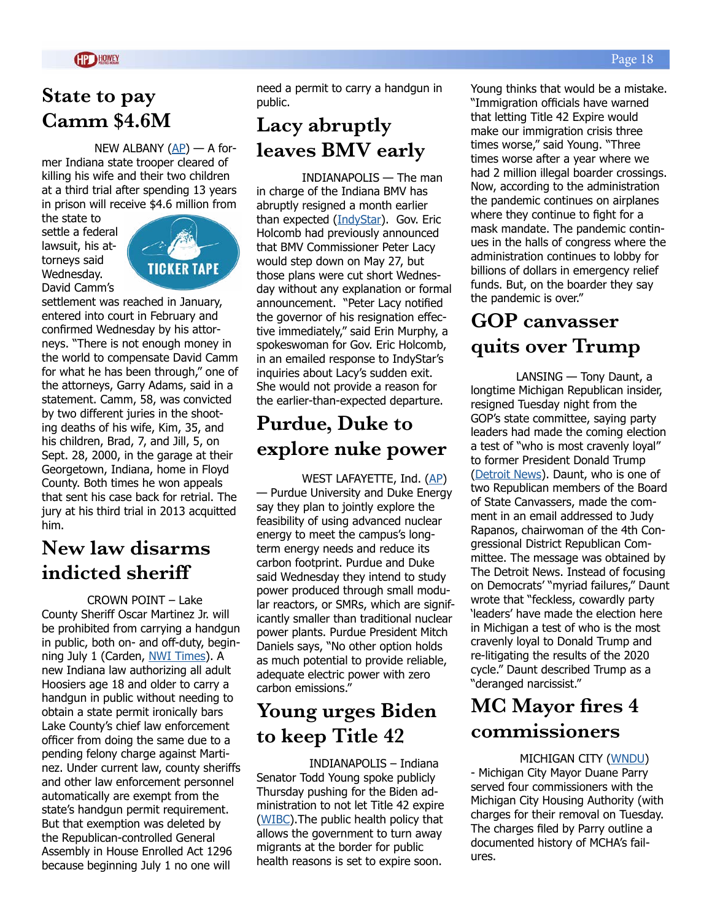## State to pay Camm $4.6M

NEW ALBANY (AP) — A former Indiana state trooper cleared of killing his wife and their two children at a third trial after spending 13 years in prison will receive $4.6 million from the state to settle a federal lawsuit, his attorneys said Wednesday. David Camm's settlement was reached in January, entered into court in February and confirmed Wednesday by his attorneys. "There is not enough money in the world to compensate David Camm for what he has been through," one of the attorneys, Garry Adams, said in a statement. Camm, 58, was convicted by two different juries in the shooting deaths of his wife, Kim, 35, and his children, Brad, 7, and Jill, 5, on Sept. 28, 2000, in the garage at their Georgetown, Indiana, home in Floyd County. Both times he won appeals that sent his case back for retrial. The jury at his third trial in 2013 acquitted him.

## New law disarms indicted sheriff

CROWN POINT – Lake County Sheriff Oscar Martinez Jr. will be prohibited from carrying a handgun in public, both on- and off-duty, beginning July 1 (Carden, NWI Times). A new Indiana law authorizing all adult Hoosiers age 18 and older to carry a handgun in public without needing to obtain a state permit ironically bars Lake County's chief law enforcement officer from doing the same due to a pending felony charge against Martinez. Under current law, county sheriffs and other law enforcement personnel automatically are exempt from the state's handgun permit requirement. But that exemption was deleted by the Republican-controlled General Assembly in House Enrolled Act 1296 because beginning July 1 no one will need a permit to carry a handgun in public.

## Lacy abruptly leaves BMV early

INDIANAPOLIS — The man in charge of the Indiana BMV has abruptly resigned a month earlier than expected (IndyStar). Gov. Eric Holcomb had previously announced that BMV Commissioner Peter Lacy would step down on May 27, but those plans were cut short Wednesday without any explanation or formal announcement. "Peter Lacy notified the governor of his resignation effective immediately," said Erin Murphy, a spokeswoman for Gov. Eric Holcomb, in an emailed response to IndyStar's inquiries about Lacy's sudden exit. She would not provide a reason for the earlier-than-expected departure.

## Purdue, Duke to explore nuke power

WEST LAFAYETTE, Ind. (AP) — Purdue University and Duke Energy say they plan to jointly explore the feasibility of using advanced nuclear energy to meet the campus's long-term energy needs and reduce its carbon footprint. Purdue and Duke said Wednesday they intend to study power produced through small modular reactors, or SMRs, which are significantly smaller than traditional nuclear power plants. Purdue President Mitch Daniels says, "No other option holds as much potential to provide reliable, adequate electric power with zero carbon emissions."

## Young urges Biden to keep Title 42

INDIANAPOLIS – Indiana Senator Todd Young spoke publicly Thursday pushing for the Biden administration to not let Title 42 expire (WIBC).The public health policy that allows the government to turn away migrants at the border for public health reasons is set to expire soon. Young thinks that would be a mistake. "Immigration officials have warned that letting Title 42 Expire would make our immigration crisis three times worse," said Young. "Three times worse after a year where we had 2 million illegal boarder crossings. Now, according to the administration the pandemic continues on airplanes where they continue to fight for a mask mandate. The pandemic continues in the halls of congress where the administration continues to lobby for billions of dollars in emergency relief funds. But, on the boarder they say the pandemic is over."

## GOP canvasser quits over Trump

LANSING — Tony Daunt, a longtime Michigan Republican insider, resigned Tuesday night from the GOP's state committee, saying party leaders had made the coming election a test of "who is most cravenly loyal" to former President Donald Trump (Detroit News). Daunt, who is one of two Republican members of the Board of State Canvassers, made the comment in an email addressed to Judy Rapanos, chairwoman of the 4th Congressional District Republican Committee. The message was obtained by The Detroit News. Instead of focusing on Democrats' "myriad failures," Daunt wrote that "feckless, cowardly party 'leaders' have made the election here in Michigan a test of who is the most cravenly loyal to Donald Trump and re-litigating the results of the 2020 cycle." Daunt described Trump as a "deranged narcissist."

## MC Mayor fires 4 commissioners

MICHIGAN CITY (WNDU) - Michigan City Mayor Duane Parry served four commissioners with the Michigan City Housing Authority (with charges for their removal on Tuesday. The charges filed by Parry outline a documented history of MCHA's failures.